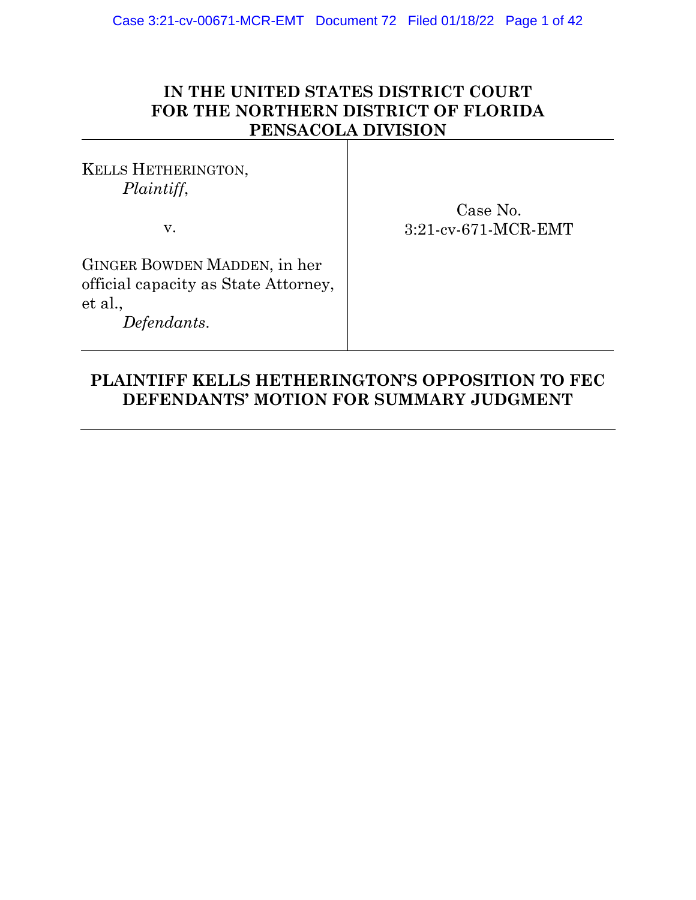# IN THE UNITED STATES DISTRICT COURT FOR THE NORTHERN DISTRICT OF FLORIDA PENSACOLA DIVISION

| | |
|---|---|
| KELLS HETHERINGTON,<br>*Plaintiff*,<br><br>v.<br><br>GINGER BOWDEN MADDEN, in her official capacity as State Attorney, et al.,<br>*Defendants*. | Case No.<br>3:21-cv-671-MCR-EMT |

## PLAINTIFF KELLS HETHERINGTON'S OPPOSITION TO FEC DEFENDANTS' MOTION FOR SUMMARY JUDGMENT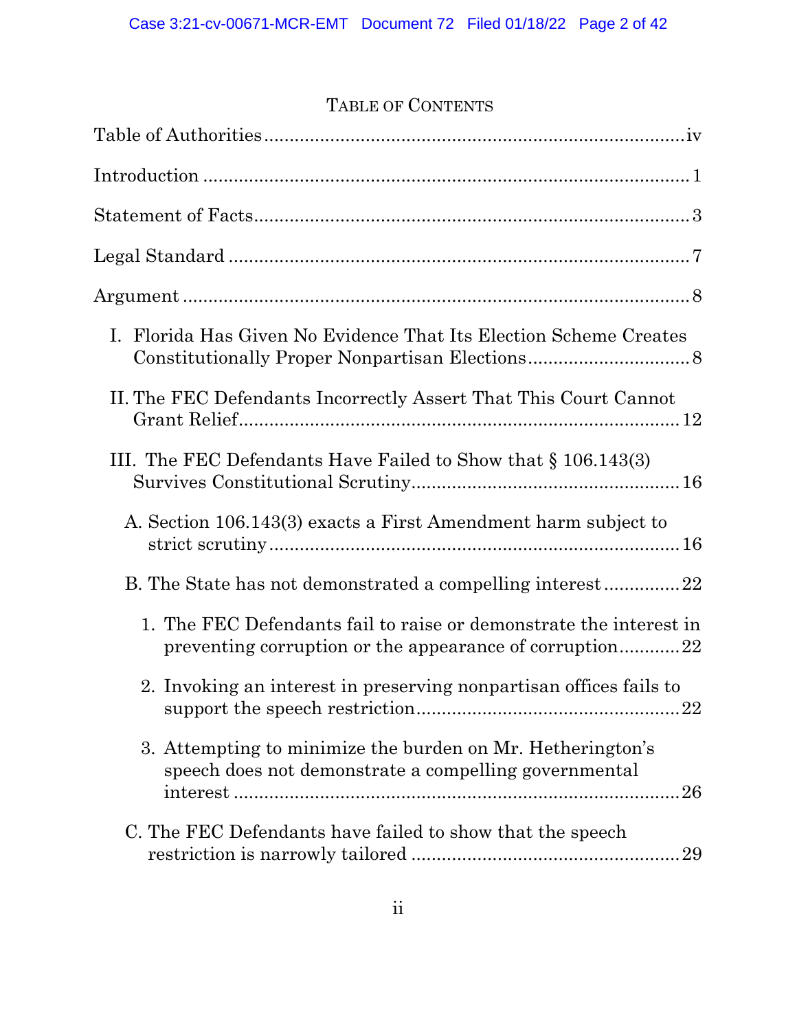# TABLE OF CONTENTS

Table of Authorities ........................................................................ iv

Introduction ........................................................................ 1

Statement of Facts ........................................................................ 3

Legal Standard ........................................................................ 7

Argument ........................................................................ 8

- I. Florida Has Given No Evidence That Its Election Scheme Creates Constitutionally Proper Nonpartisan Elections ........................................ 8
- II. The FEC Defendants Incorrectly Assert That This Court Cannot Grant Relief ........................................................................ 12
- III. The FEC Defendants Have Failed to Show that § 106.143(3) Survives Constitutional Scrutiny ........................................................ 16
  - A. Section 106.143(3) exacts a First Amendment harm subject to strict scrutiny ........................................................................ 16
  - B. The State has not demonstrated a compelling interest ............... 22
    1. The FEC Defendants fail to raise or demonstrate the interest in preventing corruption or the appearance of corruption ............ 22
    2. Invoking an interest in preserving nonpartisan offices fails to support the speech restriction ........................................................ 22
    3. Attempting to minimize the burden on Mr. Hetherington's speech does not demonstrate a compelling governmental interest ........................................................................ 26
  - C. The FEC Defendants have failed to show that the speech restriction is narrowly tailored ........................................................ 29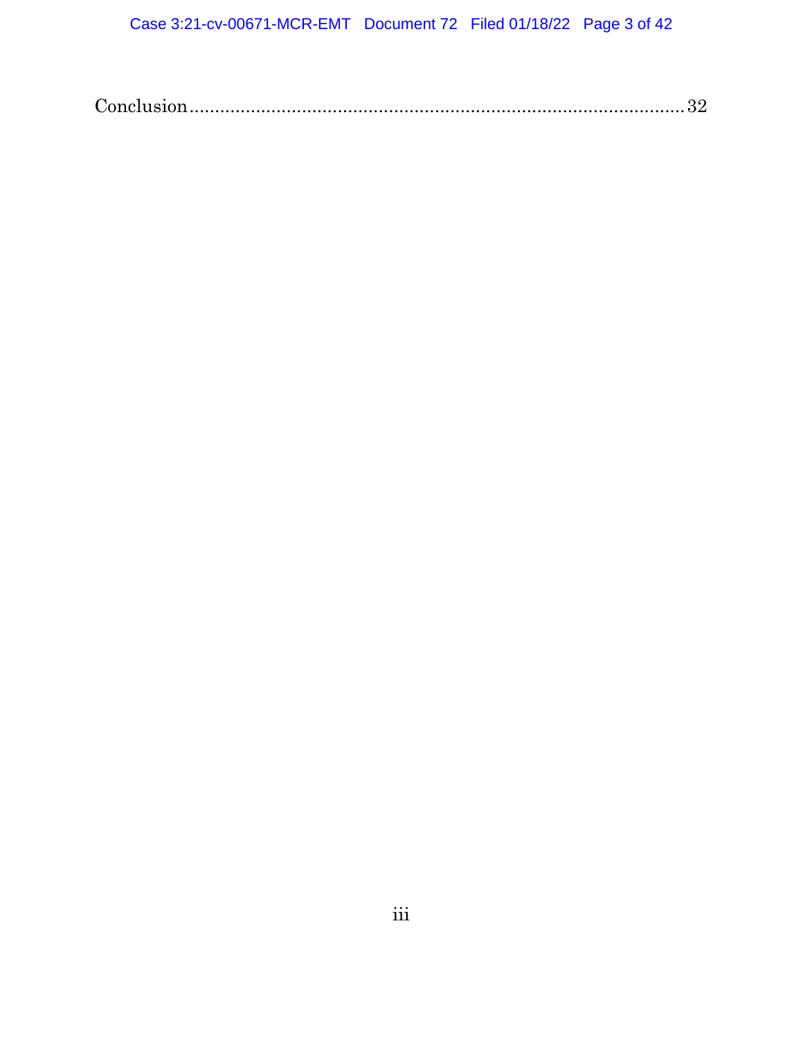Conclusion ............................................................................................ 32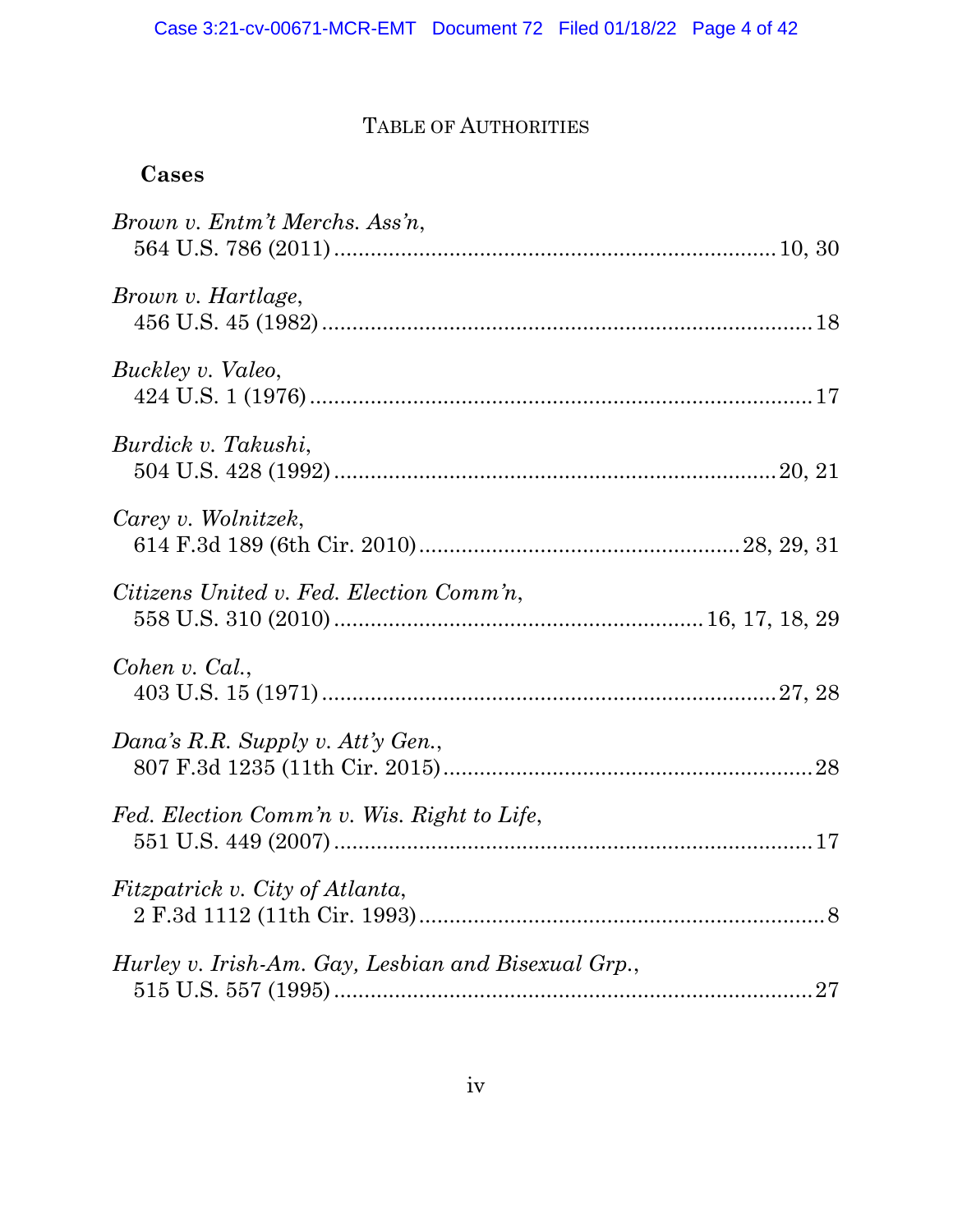# TABLE OF AUTHORITIES

### Cases

*Brown v. Entm't Merchs. Ass'n*,
564 U.S. 786 (2011) .......................................................................... 10, 30

*Brown v. Hartlage*,
456 U.S. 45 (1982) ................................................................................. 18

*Buckley v. Valeo*,
424 U.S. 1 (1976) ................................................................................... 17

*Burdick v. Takushi*,
504 U.S. 428 (1992) ......................................................................... 20, 21

*Carey v. Wolnitzek*,
614 F.3d 189 (6th Cir. 2010) ..................................................... 28, 29, 31

*Citizens United v. Fed. Election Comm'n*,
558 U.S. 310 (2010) ............................................................ 16, 17, 18, 29

*Cohen v. Cal.*,
403 U.S. 15 (1971) ........................................................................... 27, 28

*Dana's R.R. Supply v. Att'y Gen.*,
807 F.3d 1235 (11th Cir. 2015) ............................................................ 28

*Fed. Election Comm'n v. Wis. Right to Life*,
551 U.S. 449 (2007) ............................................................................... 17

*Fitzpatrick v. City of Atlanta*,
2 F.3d 1112 (11th Cir. 1993) ................................................................... 8

*Hurley v. Irish-Am. Gay, Lesbian and Bisexual Grp.*,
515 U.S. 557 (1995) ............................................................................... 27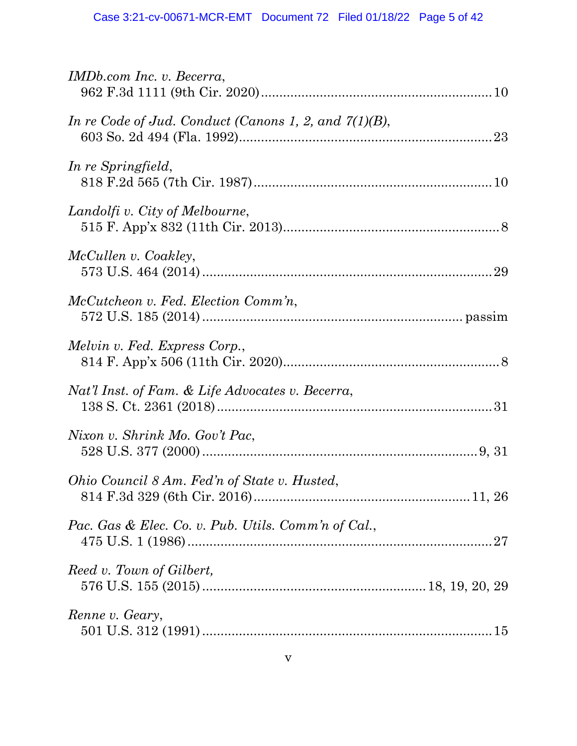*IMDb.com Inc. v. Becerra*,
962 F.3d 1111 (9th Cir. 2020)......................................................10

*In re Code of Jud. Conduct (Canons 1, 2, and 7(1)(B)*,
603 So. 2d 494 (Fla. 1992)..........................................................23

*In re Springfield*,
818 F.2d 565 (7th Cir. 1987)........................................................10

*Landolfi v. City of Melbourne*,
515 F. App'x 832 (11th Cir. 2013)..................................................8

*McCullen v. Coakley*,
573 U.S. 464 (2014) .....................................................................29

*McCutcheon v. Fed. Election Comm'n*,
572 U.S. 185 (2014) ................................................................ passim

*Melvin v. Fed. Express Corp.*,
814 F. App'x 506 (11th Cir. 2020)..................................................8

*Nat'l Inst. of Fam. & Life Advocates v. Becerra*,
138 S. Ct. 2361 (2018) ..................................................................31

*Nixon v. Shrink Mo. Gov't Pac*,
528 U.S. 377 (2000) ...............................................................9, 31

*Ohio Council 8 Am. Fed'n of State v. Husted*,
814 F.3d 329 (6th Cir. 2016)....................................................11, 26

*Pac. Gas & Elec. Co. v. Pub. Utils. Comm'n of Cal.*,
475 U.S. 1 (1986) .........................................................................27

*Reed v. Town of Gilbert,*
576 U.S. 155 (2015) ..................................................18, 19, 20, 29

*Renne v. Geary*,
501 U.S. 312 (1991) .....................................................................15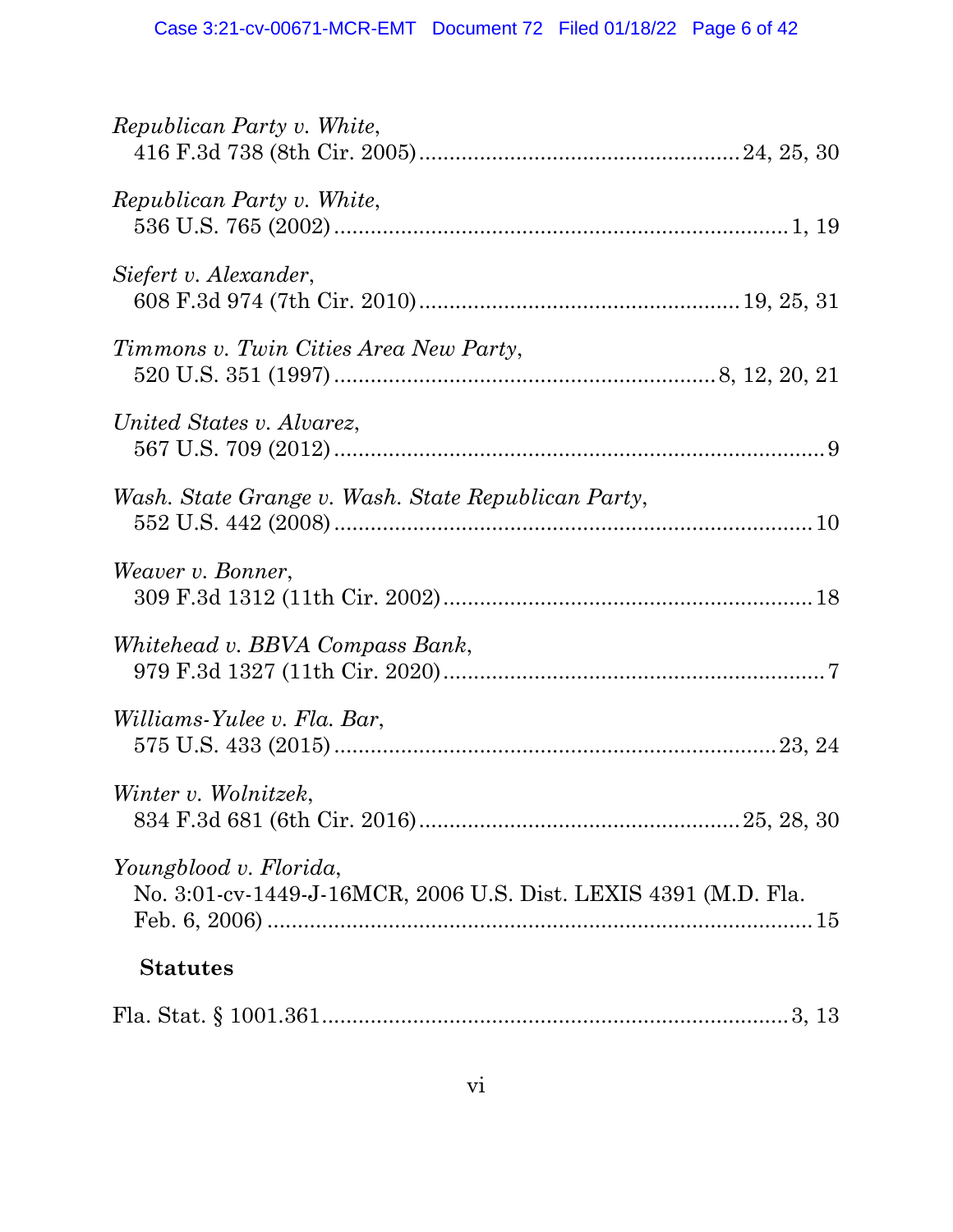*Republican Party v. White*,
416 F.3d 738 (8th Cir. 2005)....................................................24, 25, 30

*Republican Party v. White*,
536 U.S. 765 (2002)..........................................................................1, 19

*Siefert v. Alexander*,
608 F.3d 974 (7th Cir. 2010)....................................................19, 25, 31

*Timmons v. Twin Cities Area New Party*,
520 U.S. 351 (1997)..............................................................8, 12, 20, 21

*United States v. Alvarez*,
567 U.S. 709 (2012)................................................................................9

*Wash. State Grange v. Wash. State Republican Party*,
552 U.S. 442 (2008)..............................................................................10

*Weaver v. Bonner*,
309 F.3d 1312 (11th Cir. 2002)............................................................18

*Whitehead v. BBVA Compass Bank*,
979 F.3d 1327 (11th Cir. 2020)..............................................................7

*Williams-Yulee v. Fla. Bar*,
575 U.S. 433 (2015)......................................................................23, 24

*Winter v. Wolnitzek*,
834 F.3d 681 (6th Cir. 2016)....................................................25, 28, 30

*Youngblood v. Florida*,
No. 3:01-cv-1449-J-16MCR, 2006 U.S. Dist. LEXIS 4391 (M.D. Fla. Feb. 6, 2006)..........................................................................................15

**Statutes**

Fla. Stat. § 1001.361.........................................................................3, 13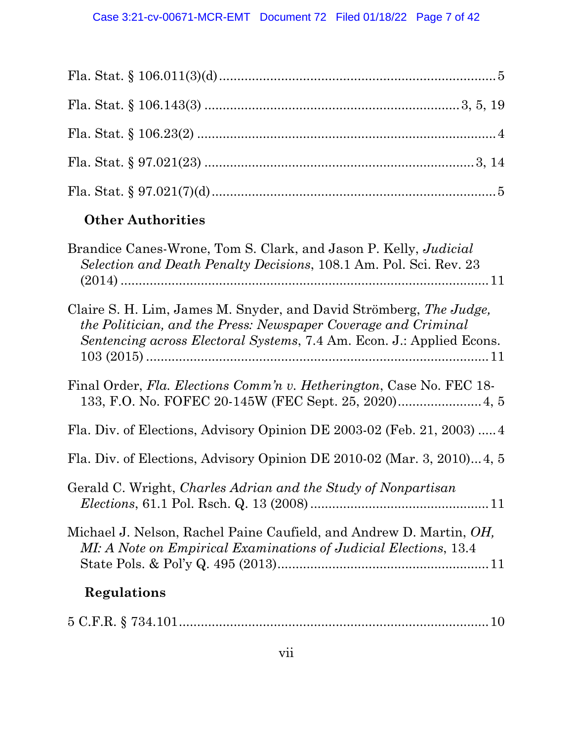Fla. Stat. § 106.011(3)(d) .......................................................................... 5

Fla. Stat. § 106.143(3) .................................................................... 3, 5, 19

Fla. Stat. § 106.23(2) .................................................................................. 4

Fla. Stat. § 97.021(23) .......................................................................... 3, 14

Fla. Stat. § 97.021(7)(d) .............................................................................. 5

### Other Authorities

Brandice Canes-Wrone, Tom S. Clark, and Jason P. Kelly, *Judicial Selection and Death Penalty Decisions*, 108.1 Am. Pol. Sci. Rev. 23 (2014) ........................................................................................ 11

Claire S. H. Lim, James M. Snyder, and David Strömberg, *The Judge, the Politician, and the Press: Newspaper Coverage and Criminal Sentencing across Electoral Systems*, 7.4 Am. Econ. J.: Applied Econs. 103 (2015) ............................................................................... 11

Final Order, *Fla. Elections Comm'n v. Hetherington*, Case No. FEC 18-133, F.O. No. FOFEC 20-145W (FEC Sept. 25, 2020) ...................... 4, 5

Fla. Div. of Elections, Advisory Opinion DE 2003-02 (Feb. 21, 2003) ..... 4

Fla. Div. of Elections, Advisory Opinion DE 2010-02 (Mar. 3, 2010)... 4, 5

Gerald C. Wright, *Charles Adrian and the Study of Nonpartisan Elections*, 61.1 Pol. Rsch. Q. 13 (2008) ................................................ 11

Michael J. Nelson, Rachel Paine Caufield, and Andrew D. Martin, *OH, MI: A Note on Empirical Examinations of Judicial Elections*, 13.4 State Pols. & Pol'y Q. 495 (2013)........................................................ 11

### Regulations

5 C.F.R. § 734.101....................................................................................... 10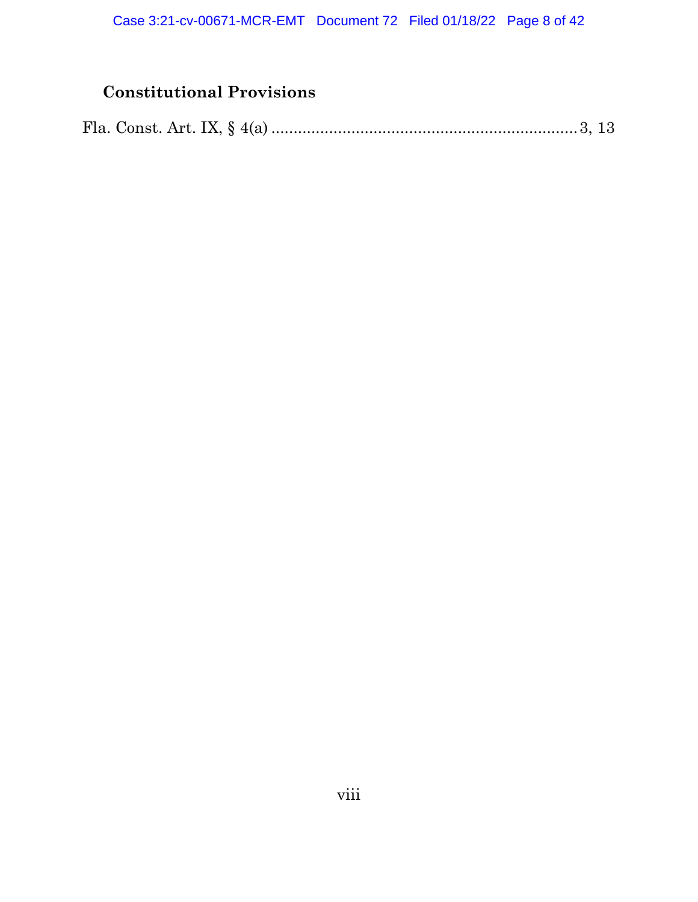### Constitutional Provisions

Fla. Const. Art. IX, § 4(a) ........................................................................ 3, 13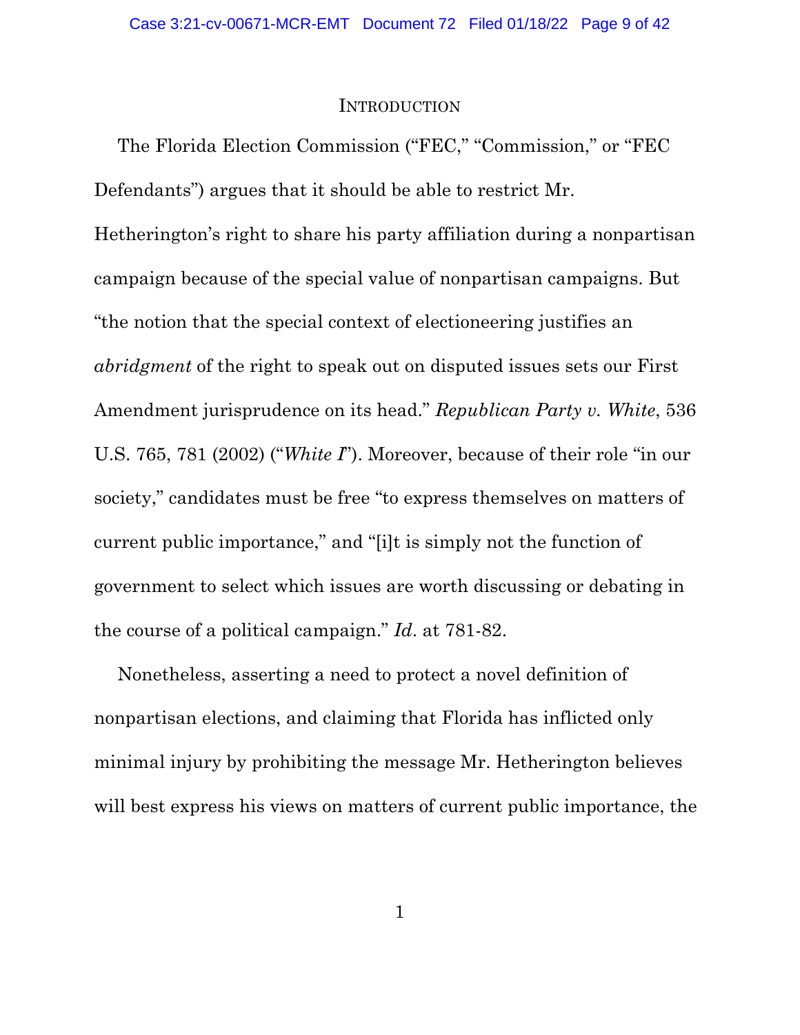# INTRODUCTION

The Florida Election Commission ("FEC," "Commission," or "FEC Defendants") argues that it should be able to restrict Mr. Hetherington's right to share his party affiliation during a nonpartisan campaign because of the special value of nonpartisan campaigns. But "the notion that the special context of electioneering justifies an *abridgment* of the right to speak out on disputed issues sets our First Amendment jurisprudence on its head." *Republican Party v. White*, 536 U.S. 765, 781 (2002) ("*White I*"). Moreover, because of their role "in our society," candidates must be free "to express themselves on matters of current public importance," and "[i]t is simply not the function of government to select which issues are worth discussing or debating in the course of a political campaign." *Id*. at 781-82.

Nonetheless, asserting a need to protect a novel definition of nonpartisan elections, and claiming that Florida has inflicted only minimal injury by prohibiting the message Mr. Hetherington believes will best express his views on matters of current public importance, the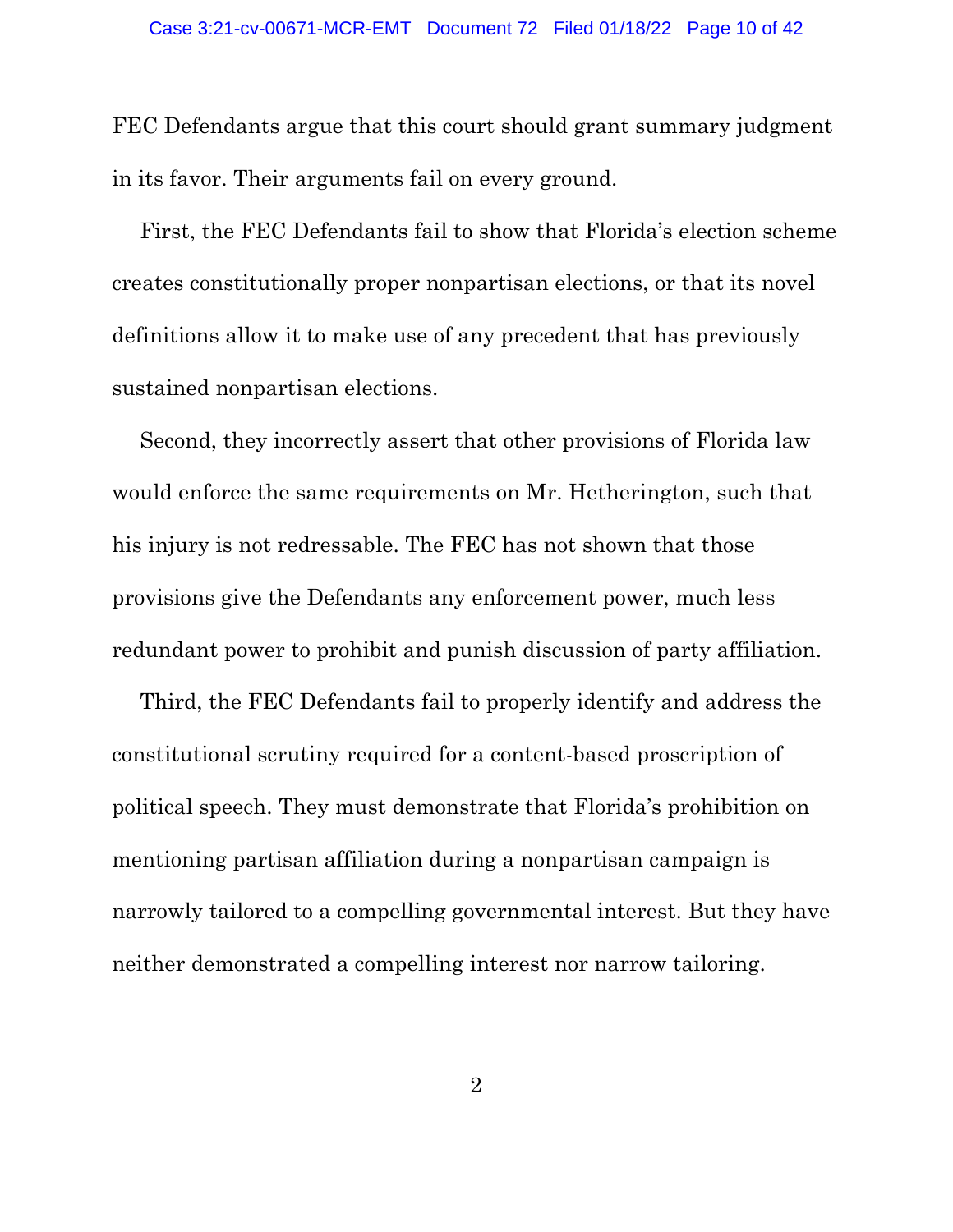FEC Defendants argue that this court should grant summary judgment in its favor. Their arguments fail on every ground.

First, the FEC Defendants fail to show that Florida's election scheme creates constitutionally proper nonpartisan elections, or that its novel definitions allow it to make use of any precedent that has previously sustained nonpartisan elections.

Second, they incorrectly assert that other provisions of Florida law would enforce the same requirements on Mr. Hetherington, such that his injury is not redressable. The FEC has not shown that those provisions give the Defendants any enforcement power, much less redundant power to prohibit and punish discussion of party affiliation.

Third, the FEC Defendants fail to properly identify and address the constitutional scrutiny required for a content-based proscription of political speech. They must demonstrate that Florida's prohibition on mentioning partisan affiliation during a nonpartisan campaign is narrowly tailored to a compelling governmental interest. But they have neither demonstrated a compelling interest nor narrow tailoring.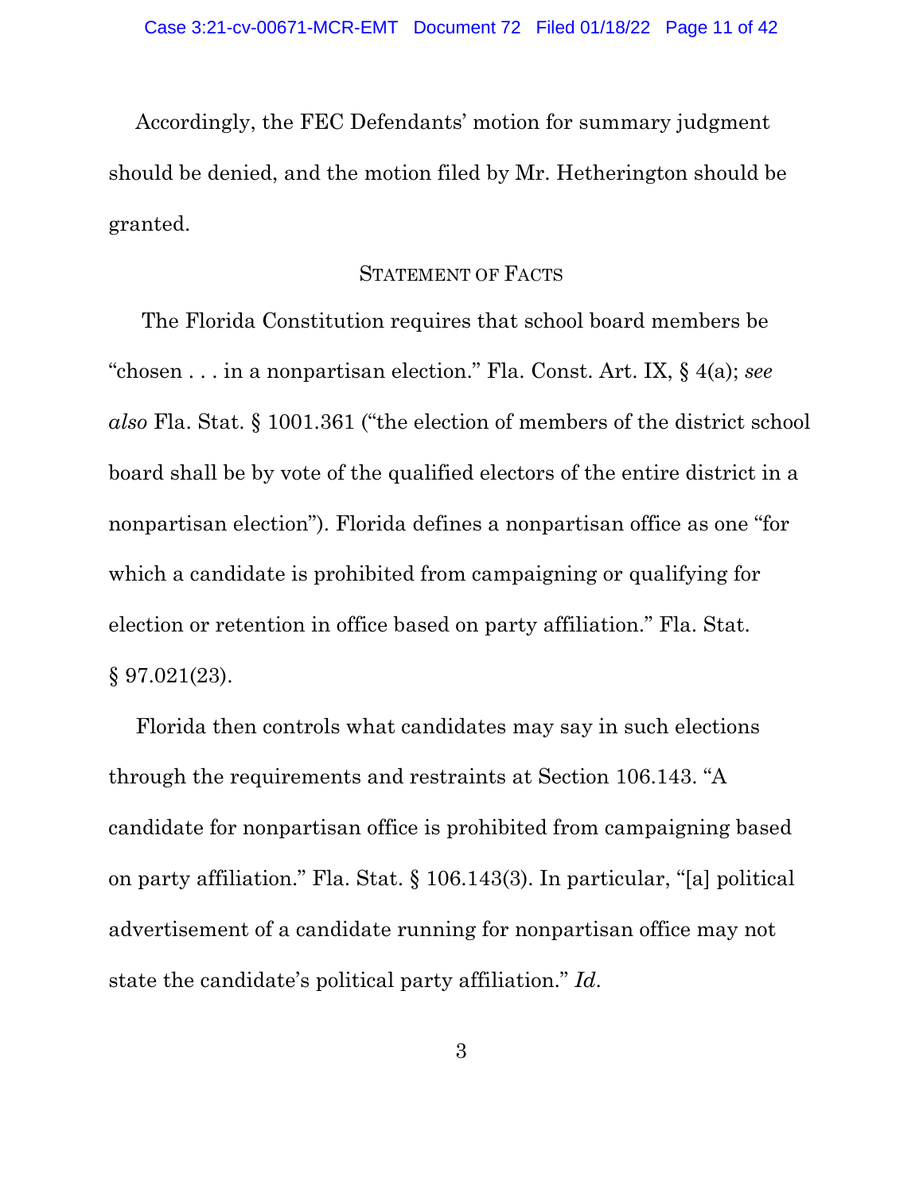Accordingly, the FEC Defendants' motion for summary judgment should be denied, and the motion filed by Mr. Hetherington should be granted.

## STATEMENT OF FACTS

The Florida Constitution requires that school board members be "chosen . . . in a nonpartisan election." Fla. Const. Art. IX, § 4(a); *see also* Fla. Stat. § 1001.361 ("the election of members of the district school board shall be by vote of the qualified electors of the entire district in a nonpartisan election"). Florida defines a nonpartisan office as one "for which a candidate is prohibited from campaigning or qualifying for election or retention in office based on party affiliation." Fla. Stat. § 97.021(23).

Florida then controls what candidates may say in such elections through the requirements and restraints at Section 106.143. "A candidate for nonpartisan office is prohibited from campaigning based on party affiliation." Fla. Stat. § 106.143(3). In particular, "[a] political advertisement of a candidate running for nonpartisan office may not state the candidate's political party affiliation." *Id.*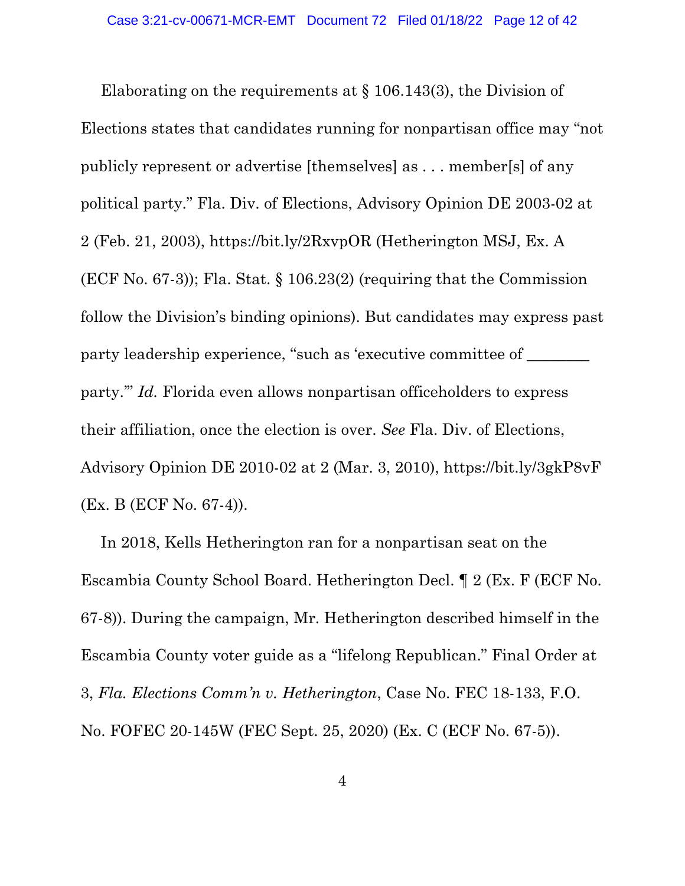Elaborating on the requirements at § 106.143(3), the Division of Elections states that candidates running for nonpartisan office may "not publicly represent or advertise [themselves] as . . . member[s] of any political party." Fla. Div. of Elections, Advisory Opinion DE 2003-02 at 2 (Feb. 21, 2003), https://bit.ly/2RxvpOR (Hetherington MSJ, Ex. A (ECF No. 67-3)); Fla. Stat. § 106.23(2) (requiring that the Commission follow the Division's binding opinions). But candidates may express past party leadership experience, "such as 'executive committee of ________ party.'" *Id.* Florida even allows nonpartisan officeholders to express their affiliation, once the election is over. *See* Fla. Div. of Elections, Advisory Opinion DE 2010-02 at 2 (Mar. 3, 2010), https://bit.ly/3gkP8vF (Ex. B (ECF No. 67-4)).

In 2018, Kells Hetherington ran for a nonpartisan seat on the Escambia County School Board. Hetherington Decl. ¶ 2 (Ex. F (ECF No. 67-8)). During the campaign, Mr. Hetherington described himself in the Escambia County voter guide as a "lifelong Republican." Final Order at 3, *Fla. Elections Comm'n v. Hetherington*, Case No. FEC 18-133, F.O. No. FOFEC 20-145W (FEC Sept. 25, 2020) (Ex. C (ECF No. 67-5)).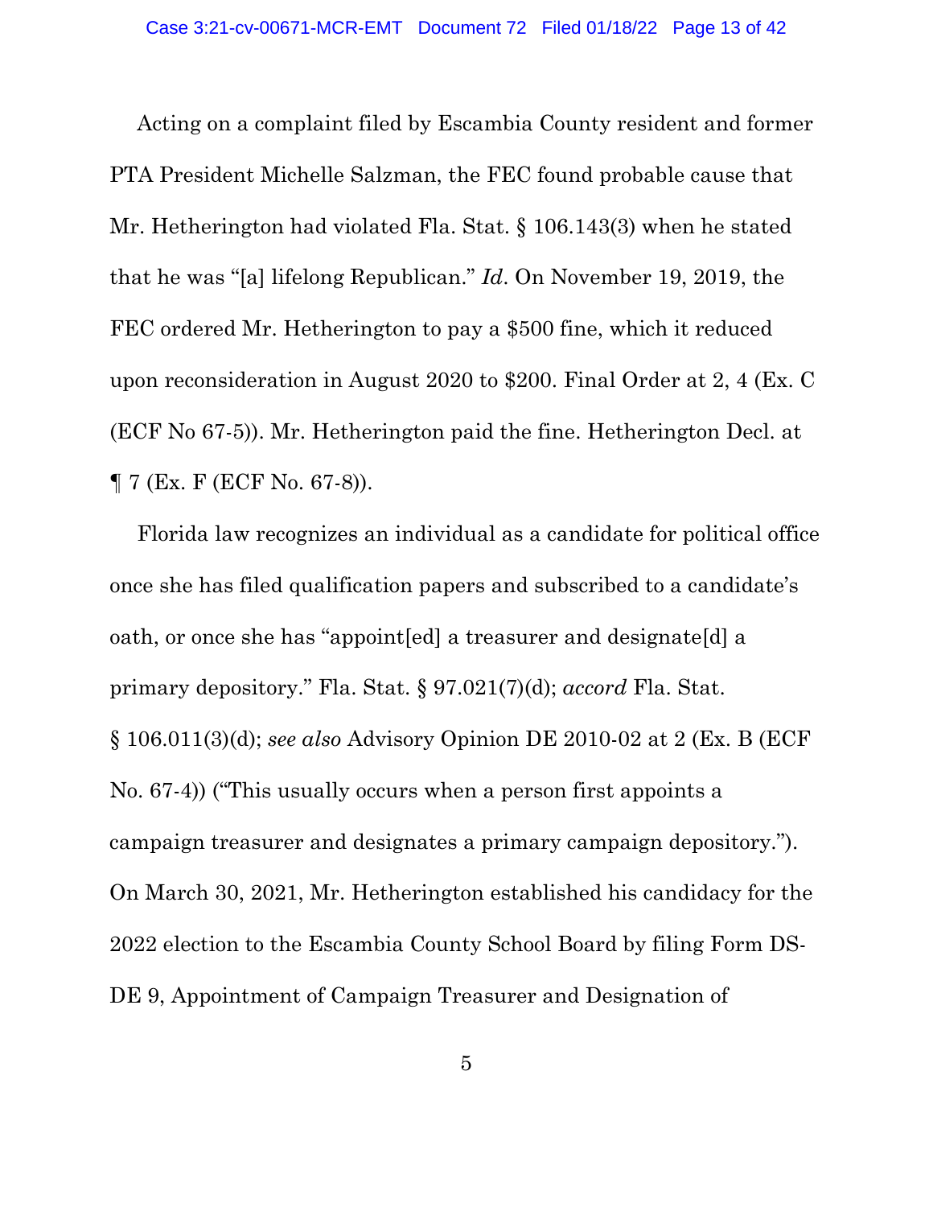Acting on a complaint filed by Escambia County resident and former PTA President Michelle Salzman, the FEC found probable cause that Mr. Hetherington had violated Fla. Stat. § 106.143(3) when he stated that he was "[a] lifelong Republican." *Id*. On November 19, 2019, the FEC ordered Mr. Hetherington to pay a $500 fine, which it reduced upon reconsideration in August 2020 to $200. Final Order at 2, 4 (Ex. C (ECF No 67-5)). Mr. Hetherington paid the fine. Hetherington Decl. at ¶ 7 (Ex. F (ECF No. 67-8)).

Florida law recognizes an individual as a candidate for political office once she has filed qualification papers and subscribed to a candidate's oath, or once she has "appoint[ed] a treasurer and designate[d] a primary depository." Fla. Stat. § 97.021(7)(d); *accord* Fla. Stat. § 106.011(3)(d); *see also* Advisory Opinion DE 2010-02 at 2 (Ex. B (ECF No. 67-4)) ("This usually occurs when a person first appoints a campaign treasurer and designates a primary campaign depository."). On March 30, 2021, Mr. Hetherington established his candidacy for the 2022 election to the Escambia County School Board by filing Form DS-DE 9, Appointment of Campaign Treasurer and Designation of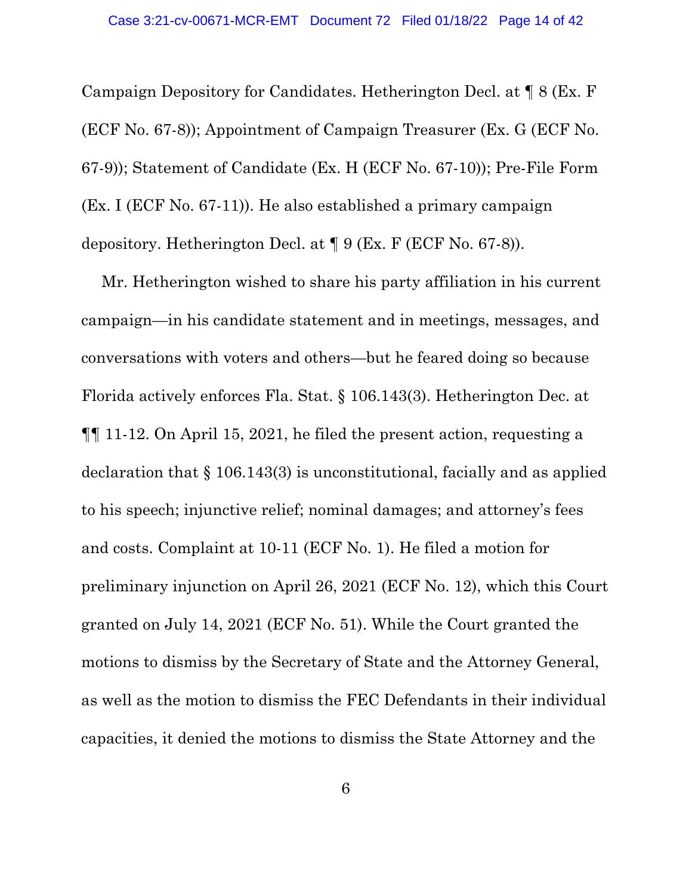Campaign Depository for Candidates. Hetherington Decl. at ¶ 8 (Ex. F (ECF No. 67-8)); Appointment of Campaign Treasurer (Ex. G (ECF No. 67-9)); Statement of Candidate (Ex. H (ECF No. 67-10)); Pre-File Form (Ex. I (ECF No. 67-11)). He also established a primary campaign depository. Hetherington Decl. at ¶ 9 (Ex. F (ECF No. 67-8)).

Mr. Hetherington wished to share his party affiliation in his current campaign—in his candidate statement and in meetings, messages, and conversations with voters and others—but he feared doing so because Florida actively enforces Fla. Stat. § 106.143(3). Hetherington Dec. at ¶¶ 11-12. On April 15, 2021, he filed the present action, requesting a declaration that § 106.143(3) is unconstitutional, facially and as applied to his speech; injunctive relief; nominal damages; and attorney's fees and costs. Complaint at 10-11 (ECF No. 1). He filed a motion for preliminary injunction on April 26, 2021 (ECF No. 12), which this Court granted on July 14, 2021 (ECF No. 51). While the Court granted the motions to dismiss by the Secretary of State and the Attorney General, as well as the motion to dismiss the FEC Defendants in their individual capacities, it denied the motions to dismiss the State Attorney and the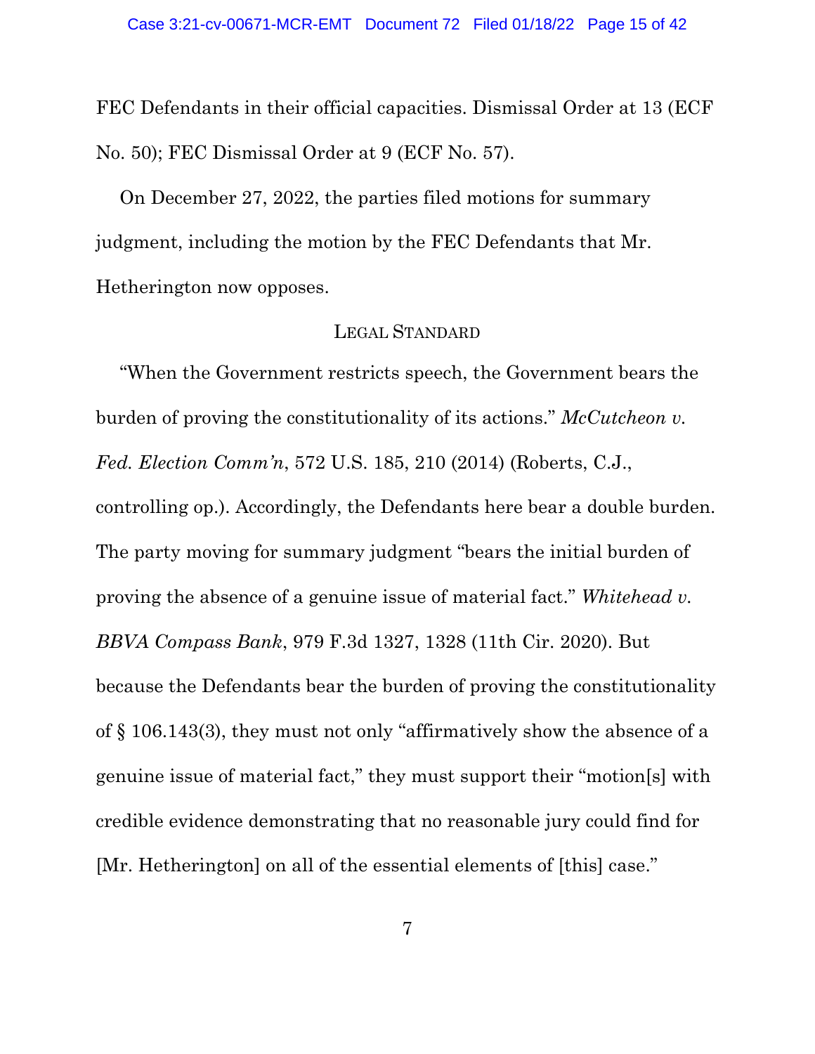FEC Defendants in their official capacities. Dismissal Order at 13 (ECF No. 50); FEC Dismissal Order at 9 (ECF No. 57).

On December 27, 2022, the parties filed motions for summary judgment, including the motion by the FEC Defendants that Mr. Hetherington now opposes.

## LEGAL STANDARD

"When the Government restricts speech, the Government bears the burden of proving the constitutionality of its actions." *McCutcheon v. Fed. Election Comm'n*, 572 U.S. 185, 210 (2014) (Roberts, C.J., controlling op.). Accordingly, the Defendants here bear a double burden. The party moving for summary judgment "bears the initial burden of proving the absence of a genuine issue of material fact." *Whitehead v. BBVA Compass Bank*, 979 F.3d 1327, 1328 (11th Cir. 2020). But because the Defendants bear the burden of proving the constitutionality of § 106.143(3), they must not only "affirmatively show the absence of a genuine issue of material fact," they must support their "motion[s] with credible evidence demonstrating that no reasonable jury could find for [Mr. Hetherington] on all of the essential elements of [this] case."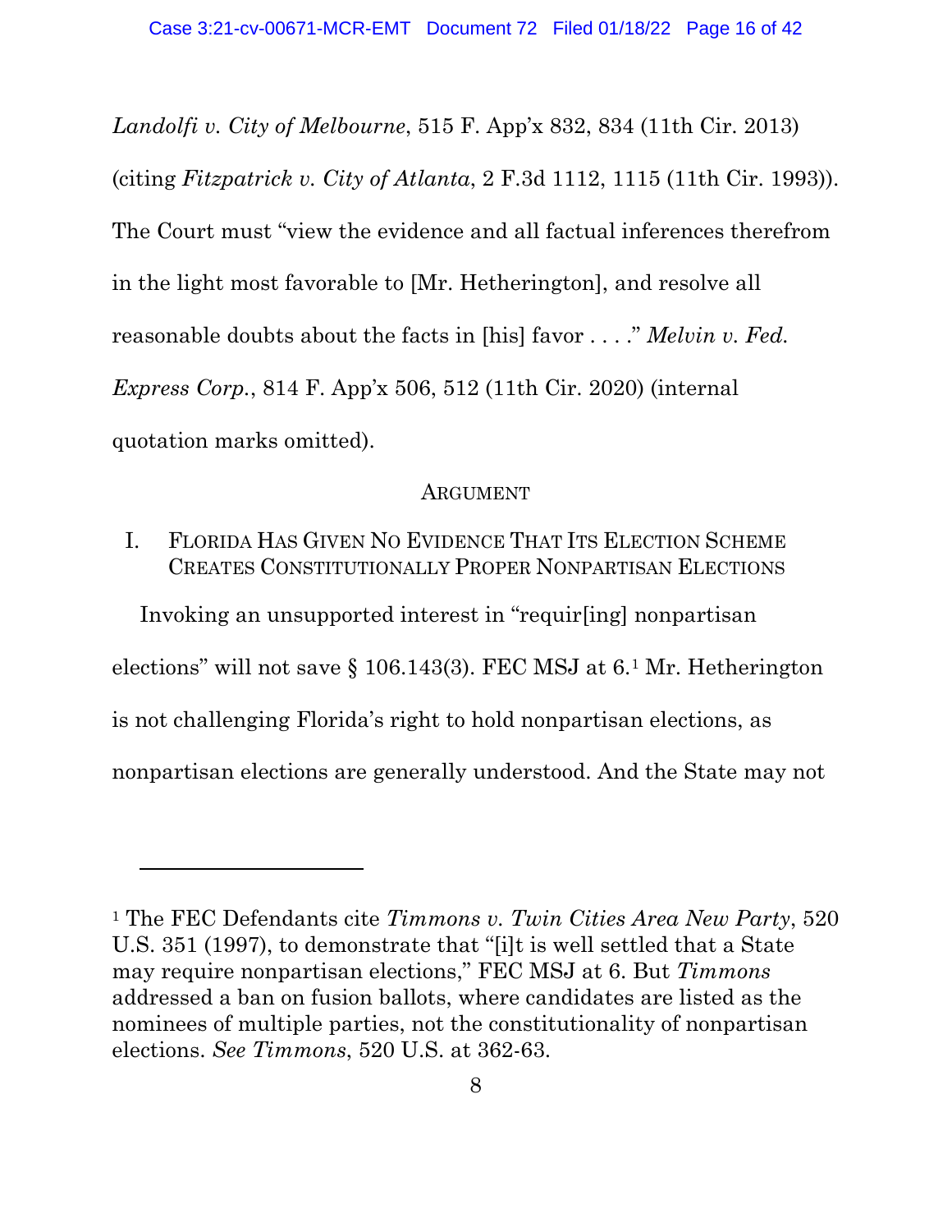*Landolfi v. City of Melbourne*, 515 F. App'x 832, 834 (11th Cir. 2013) (citing *Fitzpatrick v. City of Atlanta*, 2 F.3d 1112, 1115 (11th Cir. 1993)). The Court must "view the evidence and all factual inferences therefrom in the light most favorable to [Mr. Hetherington], and resolve all reasonable doubts about the facts in [his] favor . . . ." *Melvin v. Fed. Express Corp.*, 814 F. App'x 506, 512 (11th Cir. 2020) (internal quotation marks omitted).

## ARGUMENT

### I. FLORIDA HAS GIVEN NO EVIDENCE THAT ITS ELECTION SCHEME CREATES CONSTITUTIONALLY PROPER NONPARTISAN ELECTIONS

Invoking an unsupported interest in "requir[ing] nonpartisan elections" will not save § 106.143(3). FEC MSJ at 6.[1] Mr. Hetherington is not challenging Florida's right to hold nonpartisan elections, as nonpartisan elections are generally understood. And the State may not

---

[1] The FEC Defendants cite *Timmons v. Twin Cities Area New Party*, 520 U.S. 351 (1997), to demonstrate that "[i]t is well settled that a State may require nonpartisan elections," FEC MSJ at 6. But *Timmons* addressed a ban on fusion ballots, where candidates are listed as the nominees of multiple parties, not the constitutionality of nonpartisan elections. *See Timmons*, 520 U.S. at 362-63.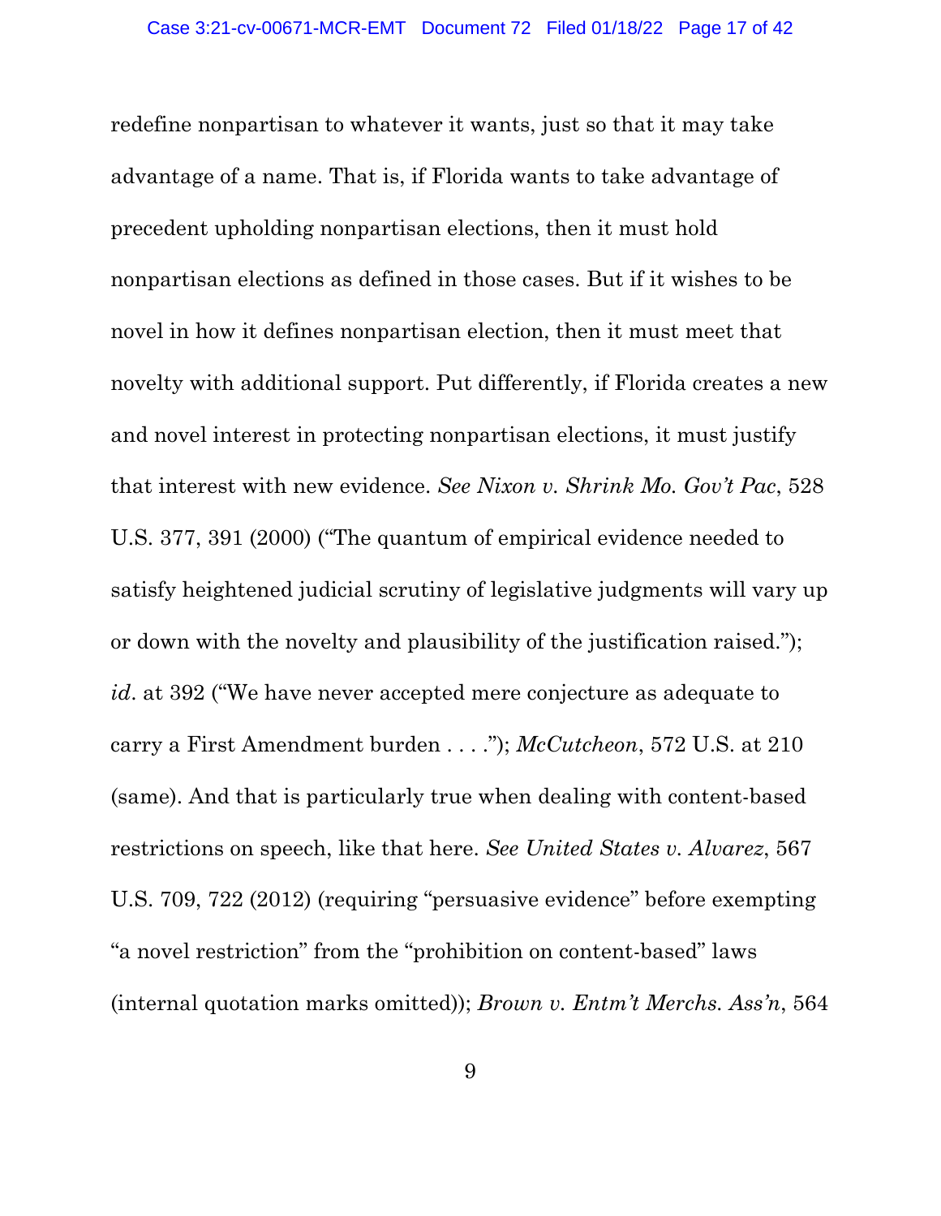redefine nonpartisan to whatever it wants, just so that it may take advantage of a name. That is, if Florida wants to take advantage of precedent upholding nonpartisan elections, then it must hold nonpartisan elections as defined in those cases. But if it wishes to be novel in how it defines nonpartisan election, then it must meet that novelty with additional support. Put differently, if Florida creates a new and novel interest in protecting nonpartisan elections, it must justify that interest with new evidence. *See Nixon v. Shrink Mo. Gov't Pac*, 528 U.S. 377, 391 (2000) ("The quantum of empirical evidence needed to satisfy heightened judicial scrutiny of legislative judgments will vary up or down with the novelty and plausibility of the justification raised."); *id*. at 392 ("We have never accepted mere conjecture as adequate to carry a First Amendment burden . . . ."); *McCutcheon*, 572 U.S. at 210 (same). And that is particularly true when dealing with content-based restrictions on speech, like that here. *See United States v. Alvarez*, 567 U.S. 709, 722 (2012) (requiring "persuasive evidence" before exempting "a novel restriction" from the "prohibition on content-based" laws (internal quotation marks omitted)); *Brown v. Entm't Merchs. Ass'n*, 564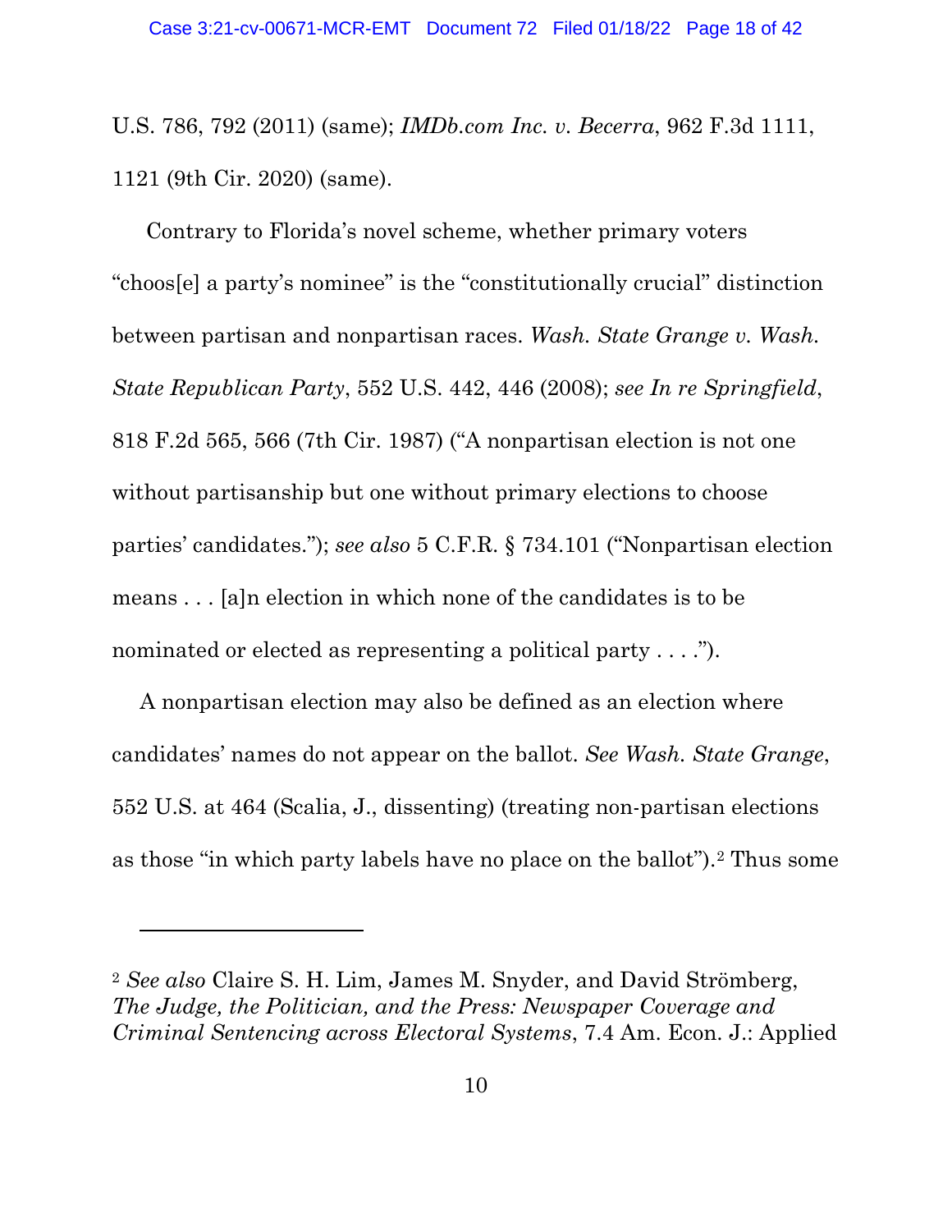U.S. 786, 792 (2011) (same); *IMDb.com Inc. v. Becerra*, 962 F.3d 1111, 1121 (9th Cir. 2020) (same).

Contrary to Florida's novel scheme, whether primary voters "choos[e] a party's nominee" is the "constitutionally crucial" distinction between partisan and nonpartisan races. *Wash. State Grange v. Wash. State Republican Party*, 552 U.S. 442, 446 (2008); *see In re Springfield*, 818 F.2d 565, 566 (7th Cir. 1987) ("A nonpartisan election is not one without partisanship but one without primary elections to choose parties' candidates."); *see also* 5 C.F.R. § 734.101 ("Nonpartisan election means . . . [a]n election in which none of the candidates is to be nominated or elected as representing a political party . . . .").

A nonpartisan election may also be defined as an election where candidates' names do not appear on the ballot. *See Wash. State Grange*, 552 U.S. at 464 (Scalia, J., dissenting) (treating non-partisan elections as those "in which party labels have no place on the ballot").[2] Thus some

---

[2] *See also* Claire S. H. Lim, James M. Snyder, and David Strömberg, *The Judge, the Politician, and the Press: Newspaper Coverage and Criminal Sentencing across Electoral Systems*, 7.4 Am. Econ. J.: Applied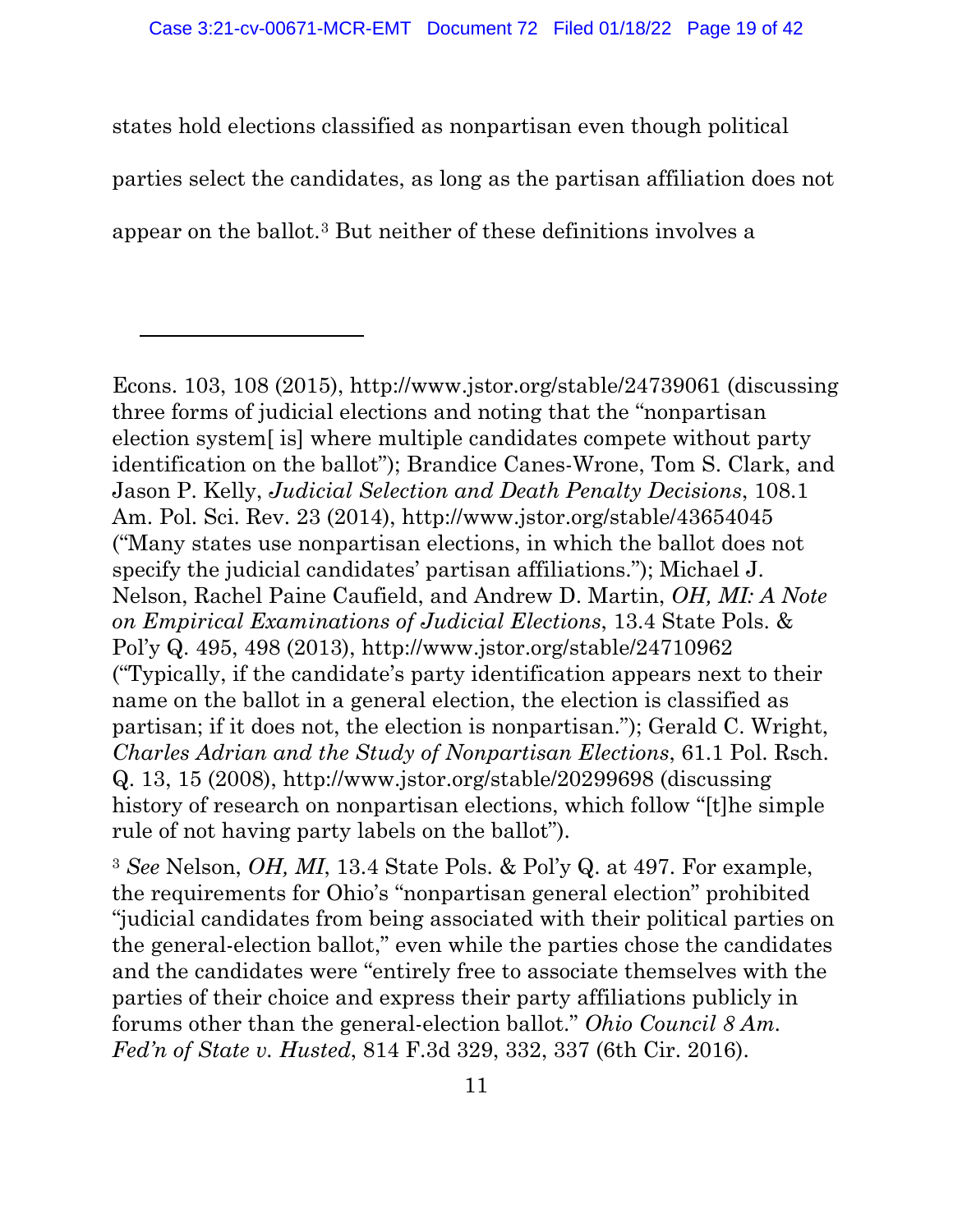states hold elections classified as nonpartisan even though political parties select the candidates, as long as the partisan affiliation does not appear on the ballot.[3] But neither of these definitions involves a

---

Econs. 103, 108 (2015), http://www.jstor.org/stable/24739061 (discussing three forms of judicial elections and noting that the "nonpartisan election system[ is] where multiple candidates compete without party identification on the ballot"); Brandice Canes-Wrone, Tom S. Clark, and Jason P. Kelly, *Judicial Selection and Death Penalty Decisions*, 108.1 Am. Pol. Sci. Rev. 23 (2014), http://www.jstor.org/stable/43654045 ("Many states use nonpartisan elections, in which the ballot does not specify the judicial candidates' partisan affiliations."); Michael J. Nelson, Rachel Paine Caufield, and Andrew D. Martin, *OH, MI: A Note on Empirical Examinations of Judicial Elections*, 13.4 State Pols. & Pol'y Q. 495, 498 (2013), http://www.jstor.org/stable/24710962 ("Typically, if the candidate's party identification appears next to their name on the ballot in a general election, the election is classified as partisan; if it does not, the election is nonpartisan."); Gerald C. Wright, *Charles Adrian and the Study of Nonpartisan Elections*, 61.1 Pol. Rsch. Q. 13, 15 (2008), http://www.jstor.org/stable/20299698 (discussing history of research on nonpartisan elections, which follow "[t]he simple rule of not having party labels on the ballot").

[3] *See* Nelson, *OH, MI*, 13.4 State Pols. & Pol'y Q. at 497. For example, the requirements for Ohio's "nonpartisan general election" prohibited "judicial candidates from being associated with their political parties on the general-election ballot," even while the parties chose the candidates and the candidates were "entirely free to associate themselves with the parties of their choice and express their party affiliations publicly in forums other than the general-election ballot." *Ohio Council 8 Am. Fed'n of State v. Husted*, 814 F.3d 329, 332, 337 (6th Cir. 2016).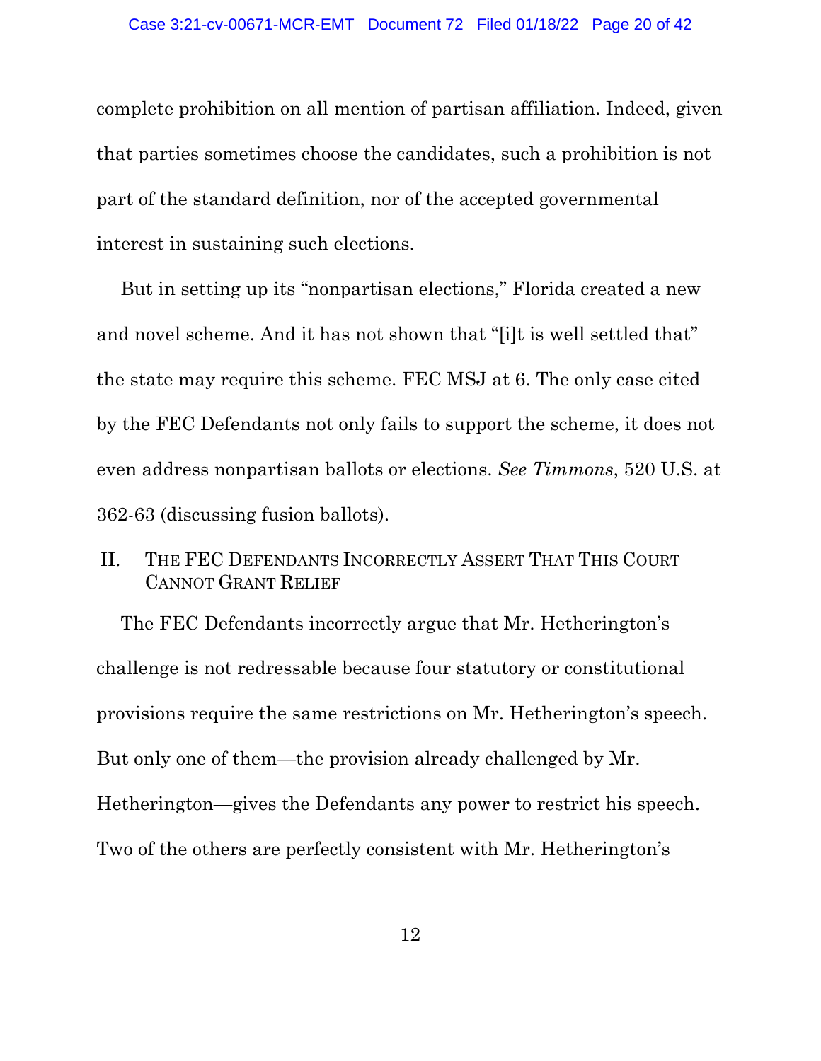complete prohibition on all mention of partisan affiliation. Indeed, given that parties sometimes choose the candidates, such a prohibition is not part of the standard definition, nor of the accepted governmental interest in sustaining such elections.

But in setting up its "nonpartisan elections," Florida created a new and novel scheme. And it has not shown that "[i]t is well settled that" the state may require this scheme. FEC MSJ at 6. The only case cited by the FEC Defendants not only fails to support the scheme, it does not even address nonpartisan ballots or elections. *See Timmons*, 520 U.S. at 362-63 (discussing fusion ballots).

## II. The FEC Defendants Incorrectly Assert That This Court Cannot Grant Relief

The FEC Defendants incorrectly argue that Mr. Hetherington's challenge is not redressable because four statutory or constitutional provisions require the same restrictions on Mr. Hetherington's speech. But only one of them—the provision already challenged by Mr. Hetherington—gives the Defendants any power to restrict his speech. Two of the others are perfectly consistent with Mr. Hetherington's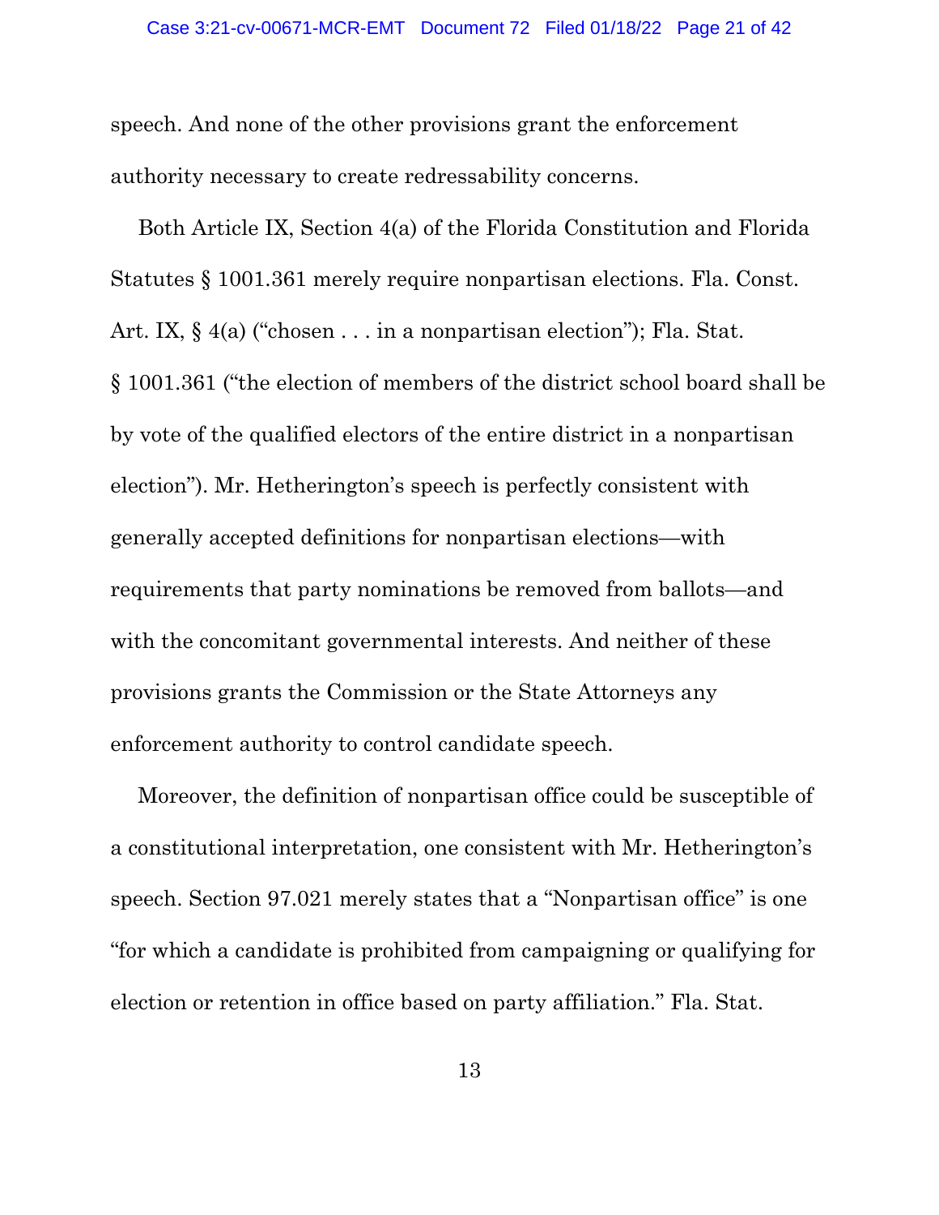speech. And none of the other provisions grant the enforcement authority necessary to create redressability concerns.

Both Article IX, Section 4(a) of the Florida Constitution and Florida Statutes § 1001.361 merely require nonpartisan elections. Fla. Const. Art. IX, § 4(a) ("chosen . . . in a nonpartisan election"); Fla. Stat. § 1001.361 ("the election of members of the district school board shall be by vote of the qualified electors of the entire district in a nonpartisan election"). Mr. Hetherington's speech is perfectly consistent with generally accepted definitions for nonpartisan elections—with requirements that party nominations be removed from ballots—and with the concomitant governmental interests. And neither of these provisions grants the Commission or the State Attorneys any enforcement authority to control candidate speech.

Moreover, the definition of nonpartisan office could be susceptible of a constitutional interpretation, one consistent with Mr. Hetherington's speech. Section 97.021 merely states that a "Nonpartisan office" is one "for which a candidate is prohibited from campaigning or qualifying for election or retention in office based on party affiliation." Fla. Stat.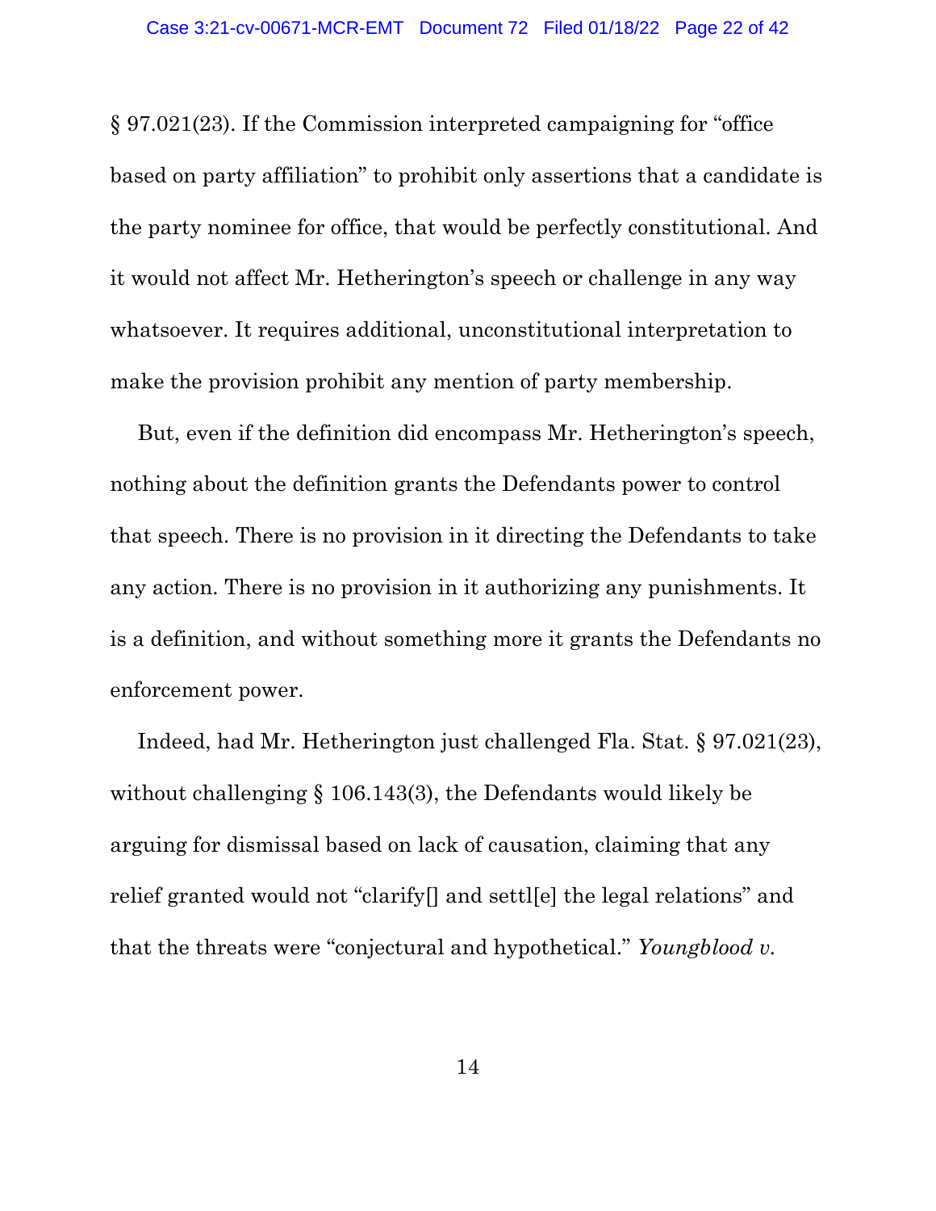§ 97.021(23). If the Commission interpreted campaigning for "office based on party affiliation" to prohibit only assertions that a candidate is the party nominee for office, that would be perfectly constitutional. And it would not affect Mr. Hetherington's speech or challenge in any way whatsoever. It requires additional, unconstitutional interpretation to make the provision prohibit any mention of party membership.

But, even if the definition did encompass Mr. Hetherington's speech, nothing about the definition grants the Defendants power to control that speech. There is no provision in it directing the Defendants to take any action. There is no provision in it authorizing any punishments. It is a definition, and without something more it grants the Defendants no enforcement power.

Indeed, had Mr. Hetherington just challenged Fla. Stat. § 97.021(23), without challenging § 106.143(3), the Defendants would likely be arguing for dismissal based on lack of causation, claiming that any relief granted would not "clarify[] and settl[e] the legal relations" and that the threats were "conjectural and hypothetical." *Youngblood v.*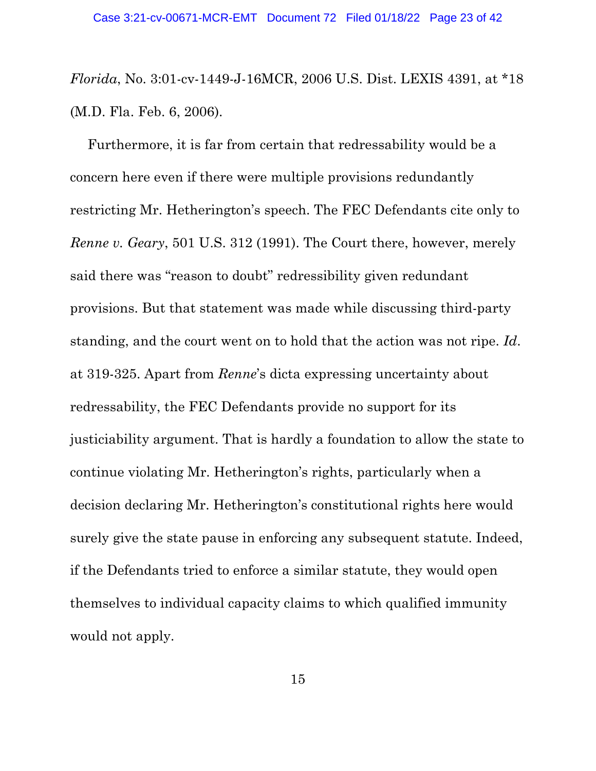*Florida*, No. 3:01-cv-1449-J-16MCR, 2006 U.S. Dist. LEXIS 4391, at *18 (M.D. Fla. Feb. 6, 2006).

Furthermore, it is far from certain that redressability would be a concern here even if there were multiple provisions redundantly restricting Mr. Hetherington's speech. The FEC Defendants cite only to *Renne v. Geary*, 501 U.S. 312 (1991). The Court there, however, merely said there was "reason to doubt" redressibility given redundant provisions. But that statement was made while discussing third-party standing, and the court went on to hold that the action was not ripe. *Id*. at 319-325. Apart from *Renne*'s dicta expressing uncertainty about redressability, the FEC Defendants provide no support for its justiciability argument. That is hardly a foundation to allow the state to continue violating Mr. Hetherington's rights, particularly when a decision declaring Mr. Hetherington's constitutional rights here would surely give the state pause in enforcing any subsequent statute. Indeed, if the Defendants tried to enforce a similar statute, they would open themselves to individual capacity claims to which qualified immunity would not apply.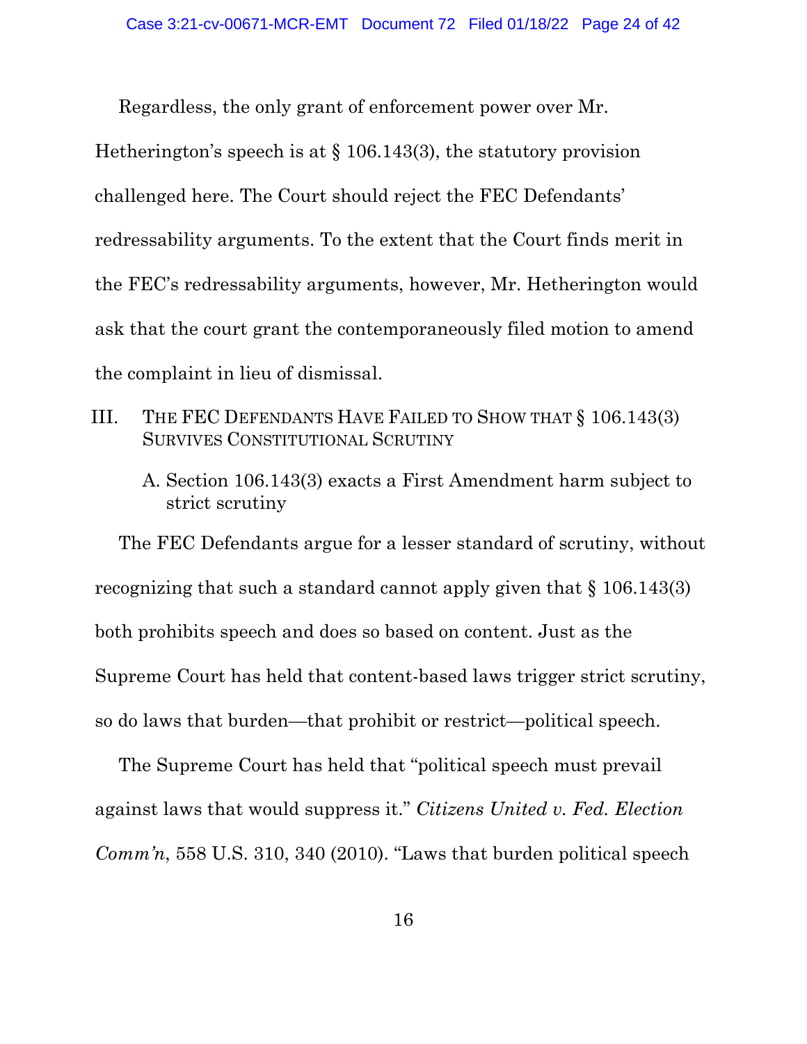Regardless, the only grant of enforcement power over Mr. Hetherington's speech is at § 106.143(3), the statutory provision challenged here. The Court should reject the FEC Defendants' redressability arguments. To the extent that the Court finds merit in the FEC's redressability arguments, however, Mr. Hetherington would ask that the court grant the contemporaneously filed motion to amend the complaint in lieu of dismissal.

## III. The FEC Defendants Have Failed to Show that § 106.143(3) Survives Constitutional Scrutiny

### A. Section 106.143(3) exacts a First Amendment harm subject to strict scrutiny

The FEC Defendants argue for a lesser standard of scrutiny, without recognizing that such a standard cannot apply given that § 106.143(3) both prohibits speech and does so based on content. Just as the Supreme Court has held that content-based laws trigger strict scrutiny, so do laws that burden—that prohibit or restrict—political speech.

The Supreme Court has held that "political speech must prevail against laws that would suppress it." *Citizens United v. Fed. Election Comm'n*, 558 U.S. 310, 340 (2010). "Laws that burden political speech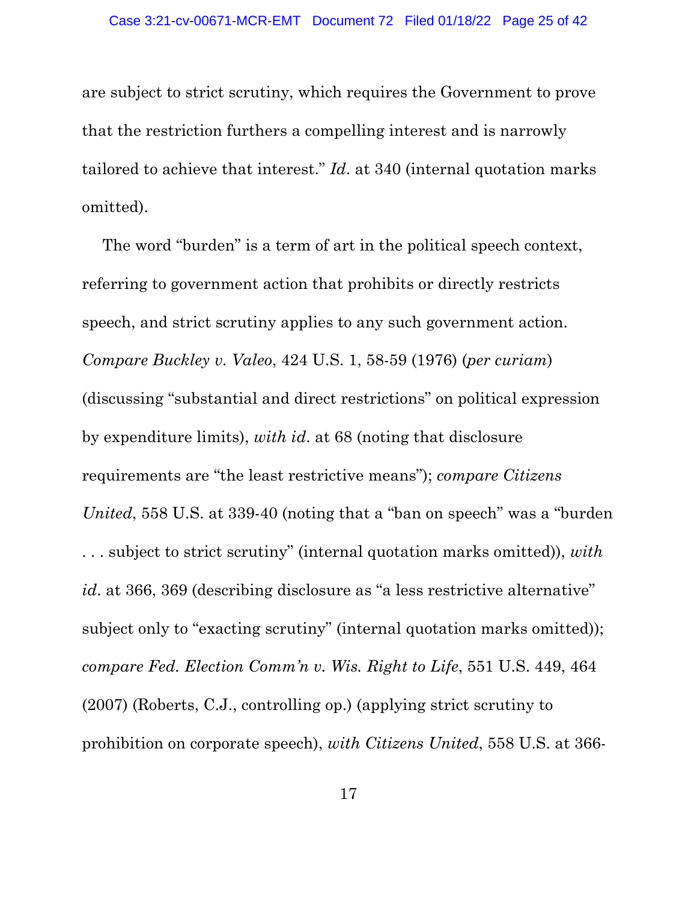are subject to strict scrutiny, which requires the Government to prove that the restriction furthers a compelling interest and is narrowly tailored to achieve that interest." *Id*. at 340 (internal quotation marks omitted).

The word "burden" is a term of art in the political speech context, referring to government action that prohibits or directly restricts speech, and strict scrutiny applies to any such government action. *Compare Buckley v. Valeo*, 424 U.S. 1, 58-59 (1976) (*per curiam*) (discussing "substantial and direct restrictions" on political expression by expenditure limits), *with id*. at 68 (noting that disclosure requirements are "the least restrictive means"); *compare Citizens United*, 558 U.S. at 339-40 (noting that a "ban on speech" was a "burden . . . subject to strict scrutiny" (internal quotation marks omitted)), *with id*. at 366, 369 (describing disclosure as "a less restrictive alternative" subject only to "exacting scrutiny" (internal quotation marks omitted)); *compare Fed. Election Comm'n v. Wis. Right to Life*, 551 U.S. 449, 464 (2007) (Roberts, C.J., controlling op.) (applying strict scrutiny to prohibition on corporate speech), *with Citizens United*, 558 U.S. at 366-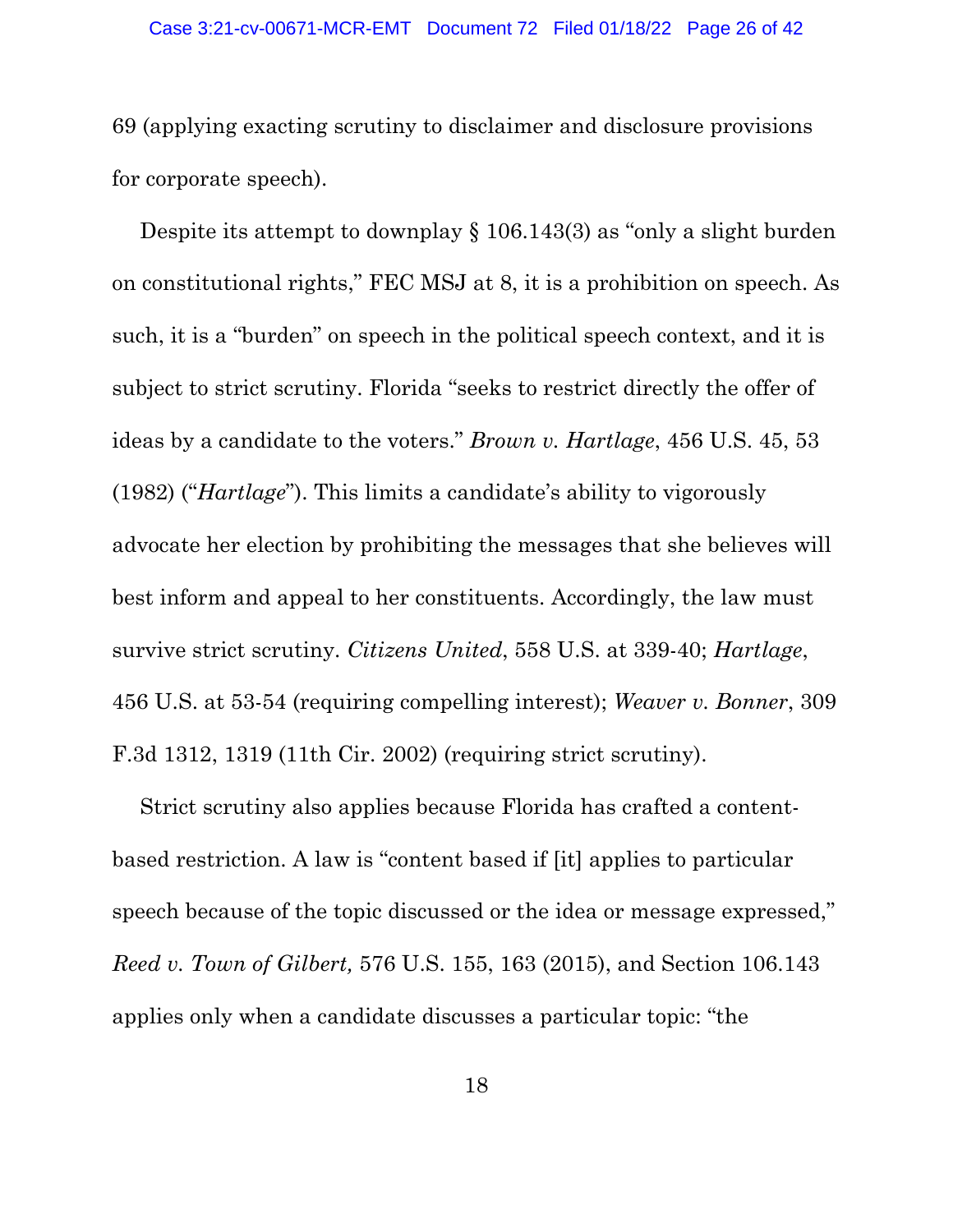69 (applying exacting scrutiny to disclaimer and disclosure provisions for corporate speech).

Despite its attempt to downplay § 106.143(3) as "only a slight burden on constitutional rights," FEC MSJ at 8, it is a prohibition on speech. As such, it is a "burden" on speech in the political speech context, and it is subject to strict scrutiny. Florida "seeks to restrict directly the offer of ideas by a candidate to the voters." *Brown v. Hartlage*, 456 U.S. 45, 53 (1982) ("*Hartlage*"). This limits a candidate's ability to vigorously advocate her election by prohibiting the messages that she believes will best inform and appeal to her constituents. Accordingly, the law must survive strict scrutiny. *Citizens United*, 558 U.S. at 339-40; *Hartlage*, 456 U.S. at 53-54 (requiring compelling interest); *Weaver v. Bonner*, 309 F.3d 1312, 1319 (11th Cir. 2002) (requiring strict scrutiny).

Strict scrutiny also applies because Florida has crafted a content-based restriction. A law is "content based if [it] applies to particular speech because of the topic discussed or the idea or message expressed," *Reed v. Town of Gilbert,* 576 U.S. 155, 163 (2015), and Section 106.143 applies only when a candidate discusses a particular topic: "the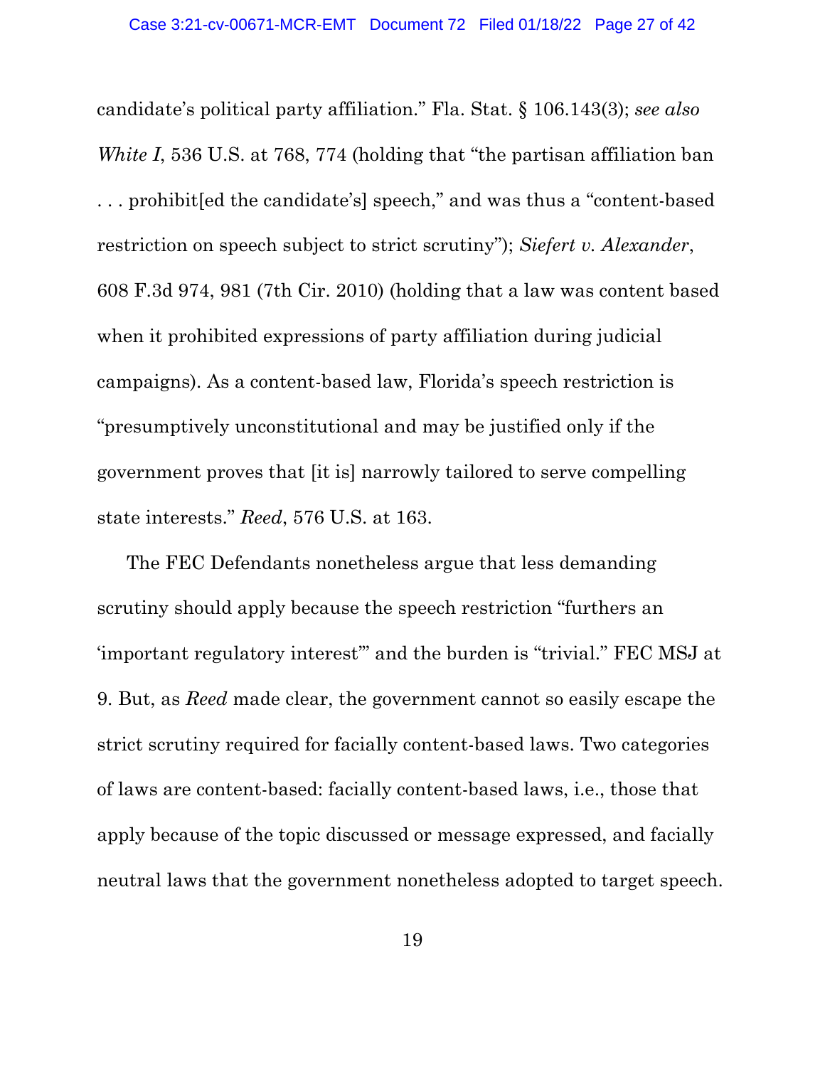candidate's political party affiliation." Fla. Stat. § 106.143(3); *see also White I*, 536 U.S. at 768, 774 (holding that "the partisan affiliation ban . . . prohibit[ed the candidate's] speech," and was thus a "content-based restriction on speech subject to strict scrutiny"); *Siefert v. Alexander*, 608 F.3d 974, 981 (7th Cir. 2010) (holding that a law was content based when it prohibited expressions of party affiliation during judicial campaigns). As a content-based law, Florida's speech restriction is "presumptively unconstitutional and may be justified only if the government proves that [it is] narrowly tailored to serve compelling state interests." *Reed*, 576 U.S. at 163.

The FEC Defendants nonetheless argue that less demanding scrutiny should apply because the speech restriction "furthers an 'important regulatory interest'" and the burden is "trivial." FEC MSJ at 9. But, as *Reed* made clear, the government cannot so easily escape the strict scrutiny required for facially content-based laws. Two categories of laws are content-based: facially content-based laws, i.e., those that apply because of the topic discussed or message expressed, and facially neutral laws that the government nonetheless adopted to target speech.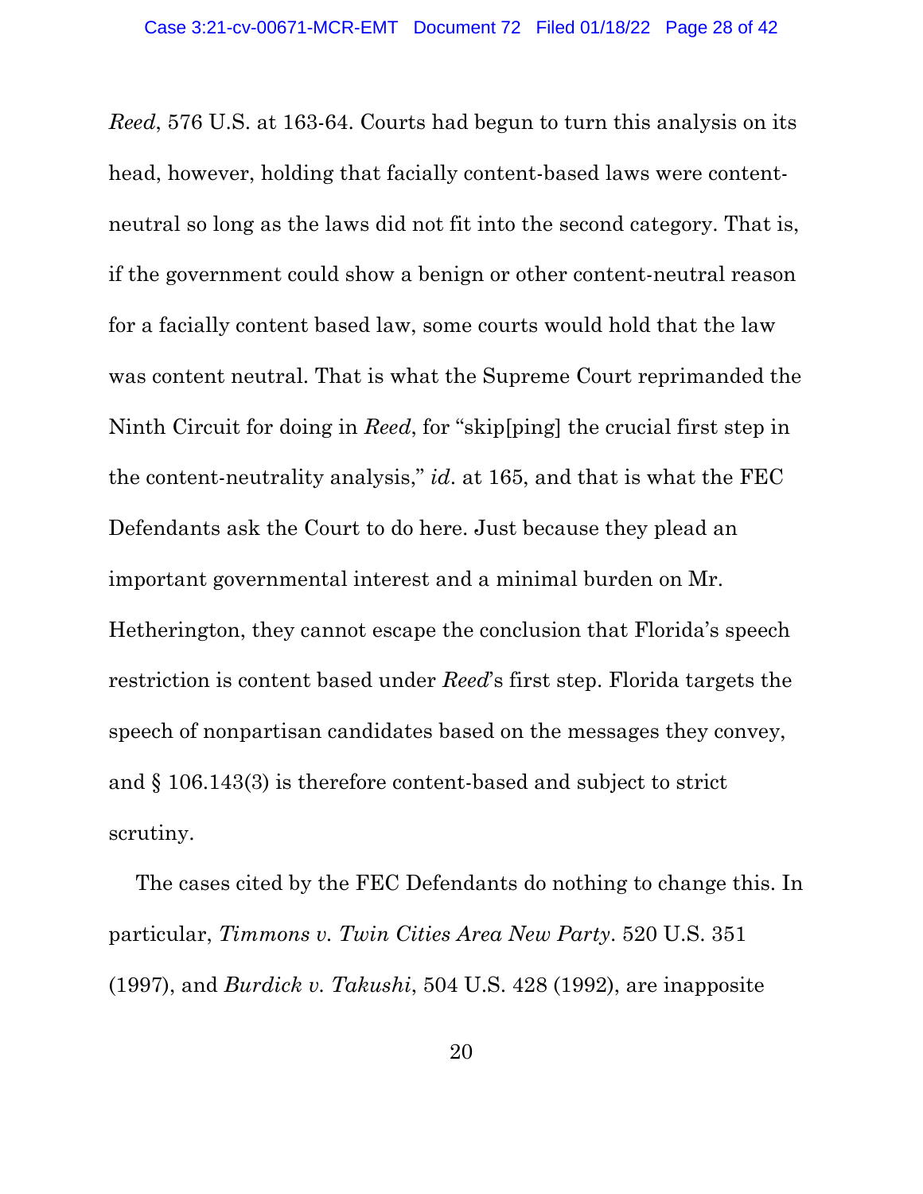*Reed*, 576 U.S. at 163-64. Courts had begun to turn this analysis on its head, however, holding that facially content-based laws were content-neutral so long as the laws did not fit into the second category. That is, if the government could show a benign or other content-neutral reason for a facially content based law, some courts would hold that the law was content neutral. That is what the Supreme Court reprimanded the Ninth Circuit for doing in *Reed*, for "skip[ping] the crucial first step in the content-neutrality analysis," *id*. at 165, and that is what the FEC Defendants ask the Court to do here. Just because they plead an important governmental interest and a minimal burden on Mr. Hetherington, they cannot escape the conclusion that Florida's speech restriction is content based under *Reed*'s first step. Florida targets the speech of nonpartisan candidates based on the messages they convey, and § 106.143(3) is therefore content-based and subject to strict scrutiny.

The cases cited by the FEC Defendants do nothing to change this. In particular, *Timmons v. Twin Cities Area New Party*. 520 U.S. 351 (1997), and *Burdick v. Takushi*, 504 U.S. 428 (1992), are inapposite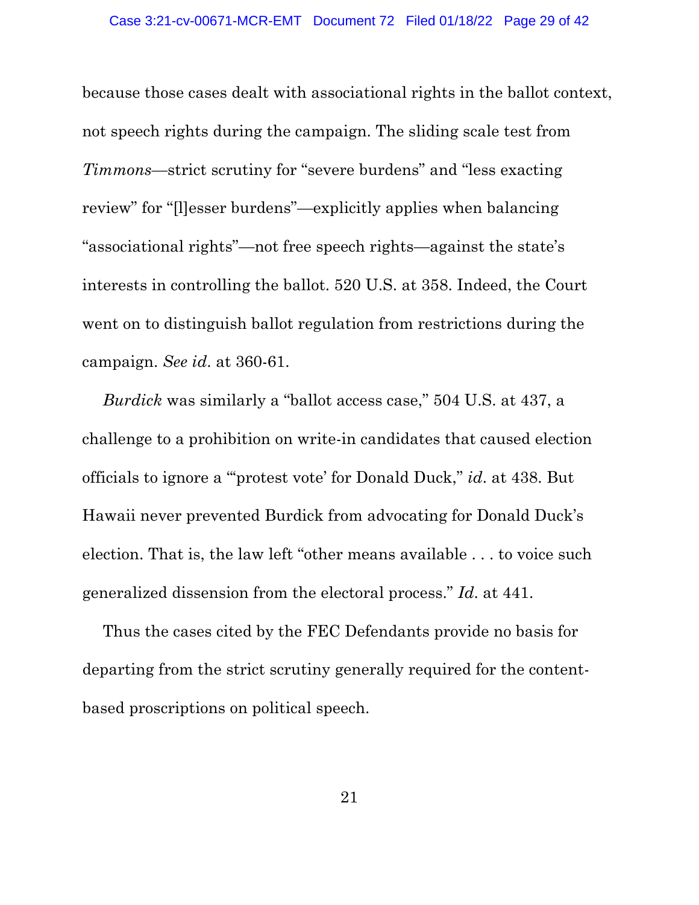because those cases dealt with associational rights in the ballot context, not speech rights during the campaign. The sliding scale test from *Timmons*—strict scrutiny for "severe burdens" and "less exacting review" for "[l]esser burdens"—explicitly applies when balancing "associational rights"—not free speech rights—against the state's interests in controlling the ballot. 520 U.S. at 358. Indeed, the Court went on to distinguish ballot regulation from restrictions during the campaign. *See id.* at 360-61.

*Burdick* was similarly a "ballot access case," 504 U.S. at 437, a challenge to a prohibition on write-in candidates that caused election officials to ignore a "'protest vote' for Donald Duck," *id.* at 438. But Hawaii never prevented Burdick from advocating for Donald Duck's election. That is, the law left "other means available . . . to voice such generalized dissension from the electoral process." *Id.* at 441.

Thus the cases cited by the FEC Defendants provide no basis for departing from the strict scrutiny generally required for the content-based proscriptions on political speech.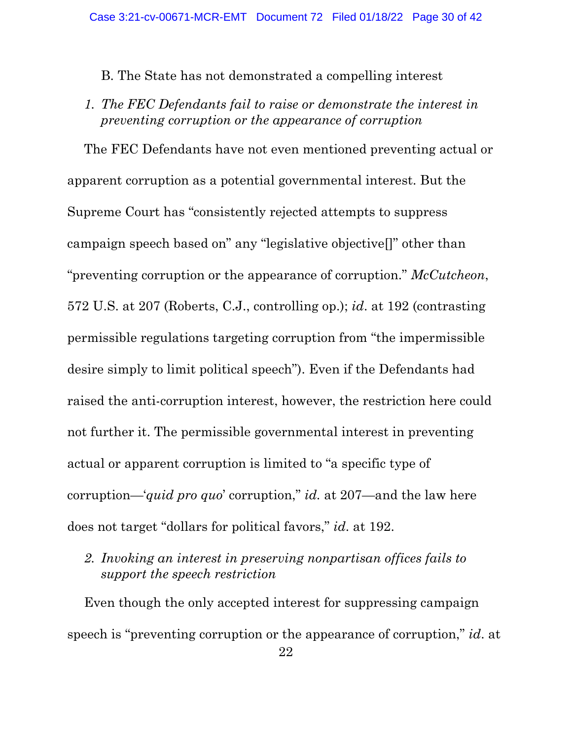B. The State has not demonstrated a compelling interest

*1. The FEC Defendants fail to raise or demonstrate the interest in preventing corruption or the appearance of corruption*

The FEC Defendants have not even mentioned preventing actual or apparent corruption as a potential governmental interest. But the Supreme Court has "consistently rejected attempts to suppress campaign speech based on" any "legislative objective[]" other than "preventing corruption or the appearance of corruption." *McCutcheon*, 572 U.S. at 207 (Roberts, C.J., controlling op.); *id*. at 192 (contrasting permissible regulations targeting corruption from "the impermissible desire simply to limit political speech"). Even if the Defendants had raised the anti-corruption interest, however, the restriction here could not further it. The permissible governmental interest in preventing actual or apparent corruption is limited to "a specific type of corruption—'*quid pro quo*' corruption," *id.* at 207—and the law here does not target "dollars for political favors," *id*. at 192.

*2. Invoking an interest in preserving nonpartisan offices fails to support the speech restriction*

Even though the only accepted interest for suppressing campaign speech is "preventing corruption or the appearance of corruption," *id*. at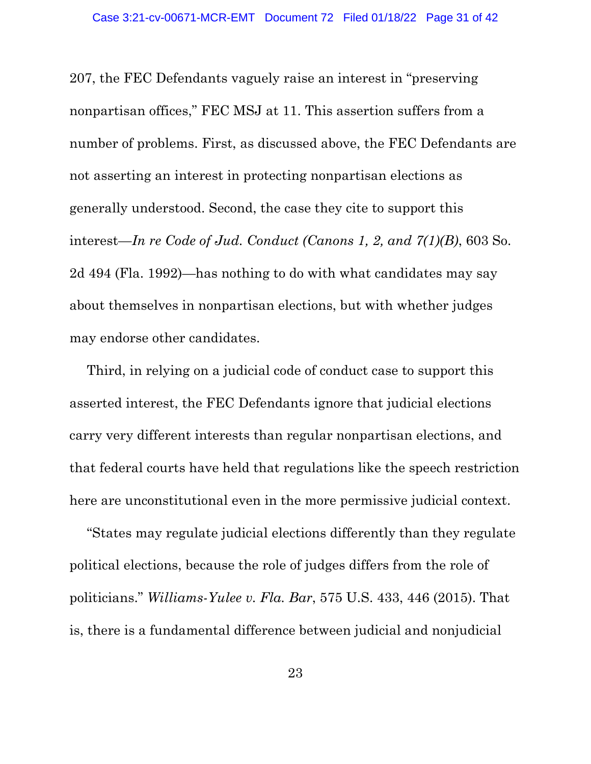207, the FEC Defendants vaguely raise an interest in "preserving nonpartisan offices," FEC MSJ at 11. This assertion suffers from a number of problems. First, as discussed above, the FEC Defendants are not asserting an interest in protecting nonpartisan elections as generally understood. Second, the case they cite to support this interest—*In re Code of Jud. Conduct (Canons 1, 2, and 7(1)(B)*, 603 So. 2d 494 (Fla. 1992)—has nothing to do with what candidates may say about themselves in nonpartisan elections, but with whether judges may endorse other candidates.

Third, in relying on a judicial code of conduct case to support this asserted interest, the FEC Defendants ignore that judicial elections carry very different interests than regular nonpartisan elections, and that federal courts have held that regulations like the speech restriction here are unconstitutional even in the more permissive judicial context.

"States may regulate judicial elections differently than they regulate political elections, because the role of judges differs from the role of politicians." *Williams-Yulee v. Fla. Bar*, 575 U.S. 433, 446 (2015). That is, there is a fundamental difference between judicial and nonjudicial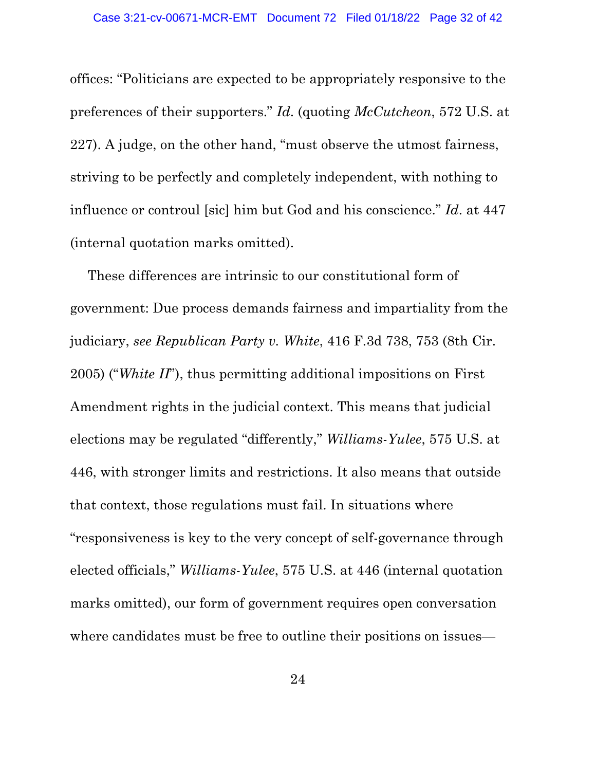offices: "Politicians are expected to be appropriately responsive to the preferences of their supporters." *Id*. (quoting *McCutcheon*, 572 U.S. at 227). A judge, on the other hand, "must observe the utmost fairness, striving to be perfectly and completely independent, with nothing to influence or controul [sic] him but God and his conscience." *Id*. at 447 (internal quotation marks omitted).

These differences are intrinsic to our constitutional form of government: Due process demands fairness and impartiality from the judiciary, *see Republican Party v. White*, 416 F.3d 738, 753 (8th Cir. 2005) ("*White II*"), thus permitting additional impositions on First Amendment rights in the judicial context. This means that judicial elections may be regulated "differently," *Williams-Yulee*, 575 U.S. at 446, with stronger limits and restrictions. It also means that outside that context, those regulations must fail. In situations where "responsiveness is key to the very concept of self-governance through elected officials," *Williams-Yulee*, 575 U.S. at 446 (internal quotation marks omitted), our form of government requires open conversation where candidates must be free to outline their positions on issues—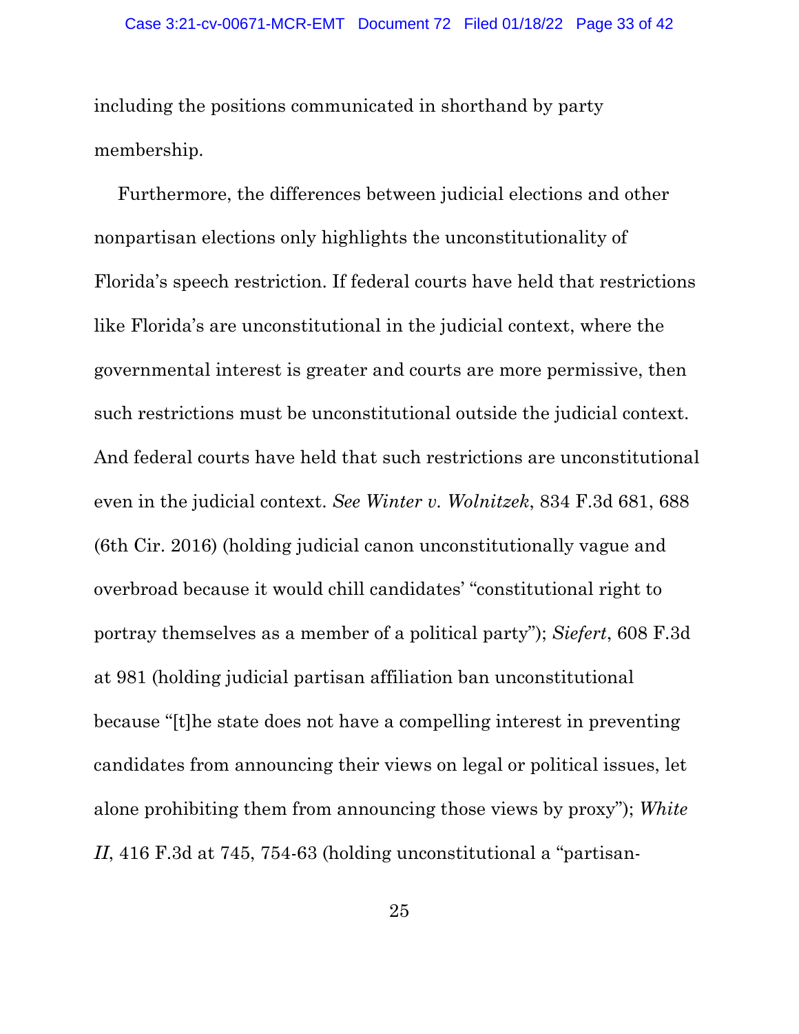including the positions communicated in shorthand by party membership.

Furthermore, the differences between judicial elections and other nonpartisan elections only highlights the unconstitutionality of Florida's speech restriction. If federal courts have held that restrictions like Florida's are unconstitutional in the judicial context, where the governmental interest is greater and courts are more permissive, then such restrictions must be unconstitutional outside the judicial context. And federal courts have held that such restrictions are unconstitutional even in the judicial context. *See Winter v. Wolnitzek*, 834 F.3d 681, 688 (6th Cir. 2016) (holding judicial canon unconstitutionally vague and overbroad because it would chill candidates' "constitutional right to portray themselves as a member of a political party"); *Siefert*, 608 F.3d at 981 (holding judicial partisan affiliation ban unconstitutional because "[t]he state does not have a compelling interest in preventing candidates from announcing their views on legal or political issues, let alone prohibiting them from announcing those views by proxy"); *White II*, 416 F.3d at 745, 754-63 (holding unconstitutional a "partisan-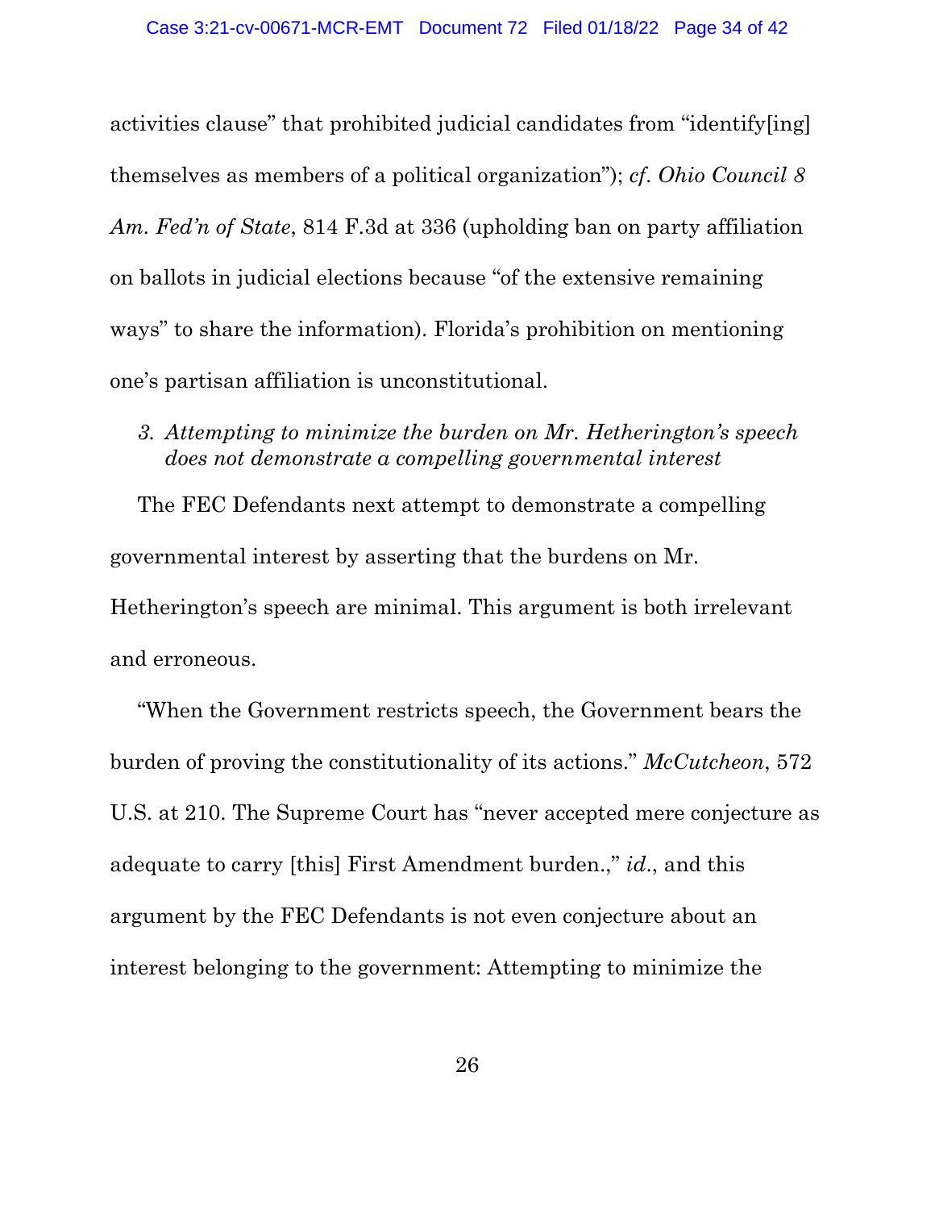activities clause" that prohibited judicial candidates from "identify[ing] themselves as members of a political organization"); *cf. Ohio Council 8 Am. Fed'n of State*, 814 F.3d at 336 (upholding ban on party affiliation on ballots in judicial elections because "of the extensive remaining ways" to share the information). Florida's prohibition on mentioning one's partisan affiliation is unconstitutional.

### *3. Attempting to minimize the burden on Mr. Hetherington's speech does not demonstrate a compelling governmental interest*

The FEC Defendants next attempt to demonstrate a compelling governmental interest by asserting that the burdens on Mr. Hetherington's speech are minimal. This argument is both irrelevant and erroneous.

"When the Government restricts speech, the Government bears the burden of proving the constitutionality of its actions." *McCutcheon*, 572 U.S. at 210. The Supreme Court has "never accepted mere conjecture as adequate to carry [this] First Amendment burden.," *id.*, and this argument by the FEC Defendants is not even conjecture about an interest belonging to the government: Attempting to minimize the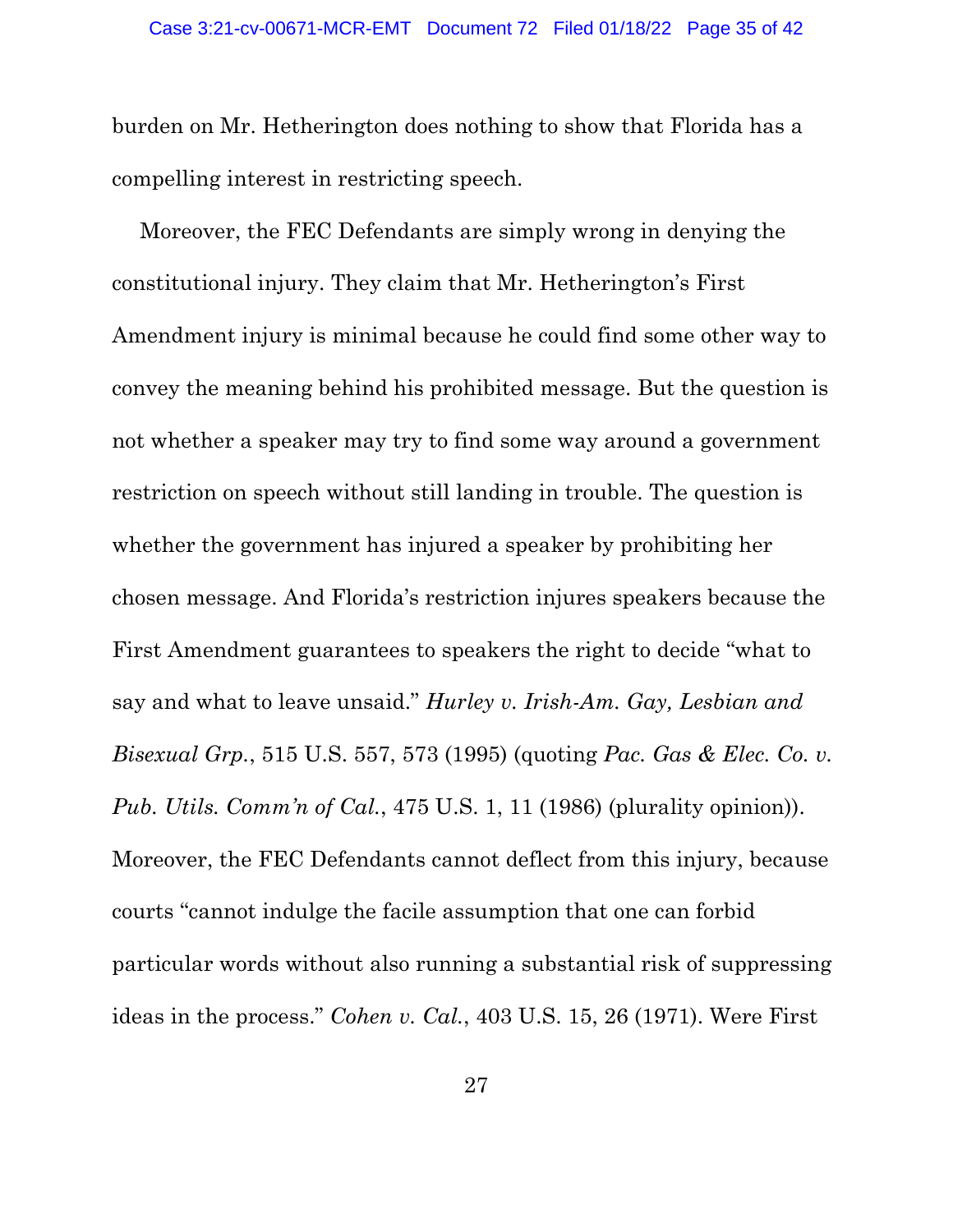burden on Mr. Hetherington does nothing to show that Florida has a compelling interest in restricting speech.

Moreover, the FEC Defendants are simply wrong in denying the constitutional injury. They claim that Mr. Hetherington's First Amendment injury is minimal because he could find some other way to convey the meaning behind his prohibited message. But the question is not whether a speaker may try to find some way around a government restriction on speech without still landing in trouble. The question is whether the government has injured a speaker by prohibiting her chosen message. And Florida's restriction injures speakers because the First Amendment guarantees to speakers the right to decide "what to say and what to leave unsaid." *Hurley v. Irish-Am. Gay, Lesbian and Bisexual Grp.*, 515 U.S. 557, 573 (1995) (quoting *Pac. Gas & Elec. Co. v. Pub. Utils. Comm'n of Cal.*, 475 U.S. 1, 11 (1986) (plurality opinion)). Moreover, the FEC Defendants cannot deflect from this injury, because courts "cannot indulge the facile assumption that one can forbid particular words without also running a substantial risk of suppressing ideas in the process." *Cohen v. Cal.*, 403 U.S. 15, 26 (1971). Were First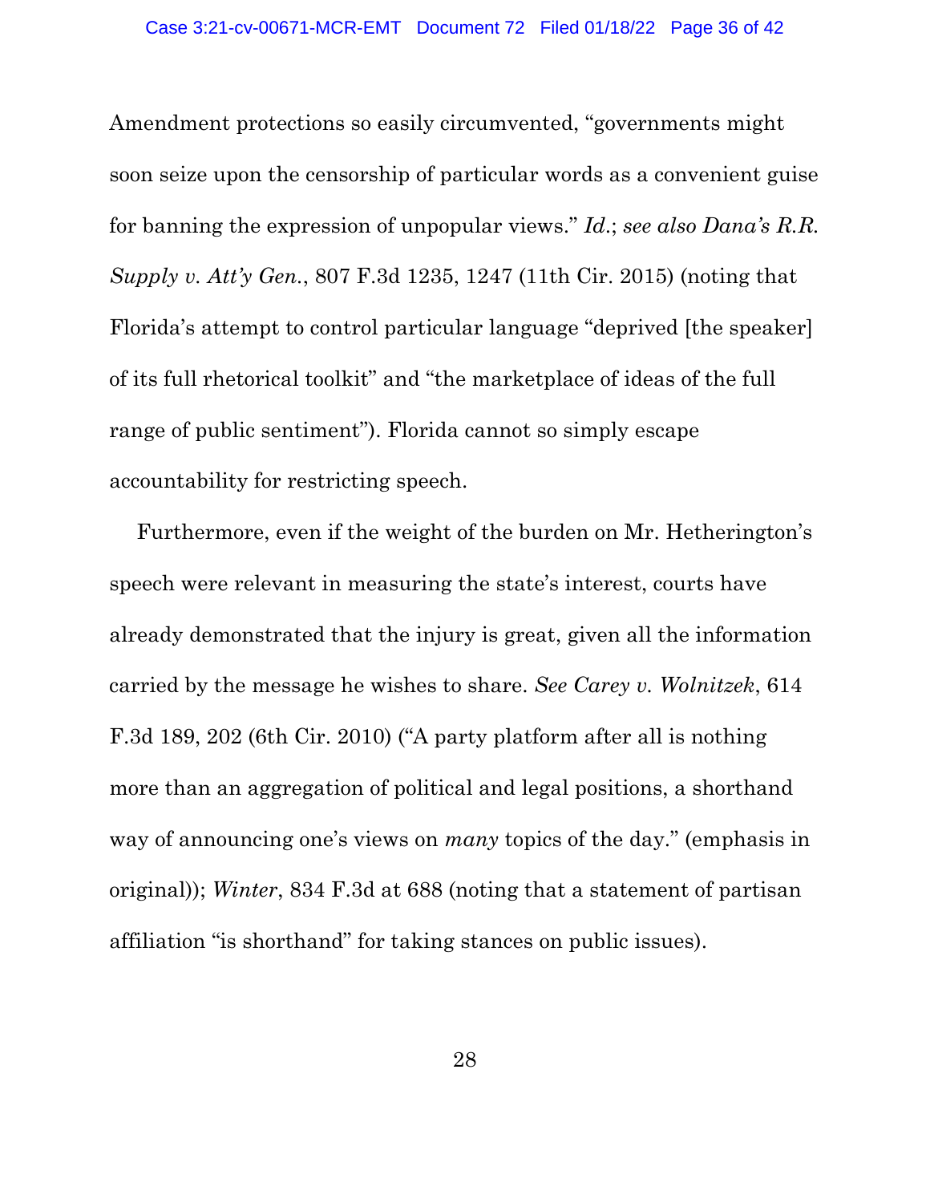Amendment protections so easily circumvented, "governments might soon seize upon the censorship of particular words as a convenient guise for banning the expression of unpopular views." *Id.*; *see also Dana's R.R. Supply v. Att'y Gen.*, 807 F.3d 1235, 1247 (11th Cir. 2015) (noting that Florida's attempt to control particular language "deprived [the speaker] of its full rhetorical toolkit" and "the marketplace of ideas of the full range of public sentiment"). Florida cannot so simply escape accountability for restricting speech.

Furthermore, even if the weight of the burden on Mr. Hetherington's speech were relevant in measuring the state's interest, courts have already demonstrated that the injury is great, given all the information carried by the message he wishes to share. *See Carey v. Wolnitzek*, 614 F.3d 189, 202 (6th Cir. 2010) ("A party platform after all is nothing more than an aggregation of political and legal positions, a shorthand way of announcing one's views on *many* topics of the day." (emphasis in original)); *Winter*, 834 F.3d at 688 (noting that a statement of partisan affiliation "is shorthand" for taking stances on public issues).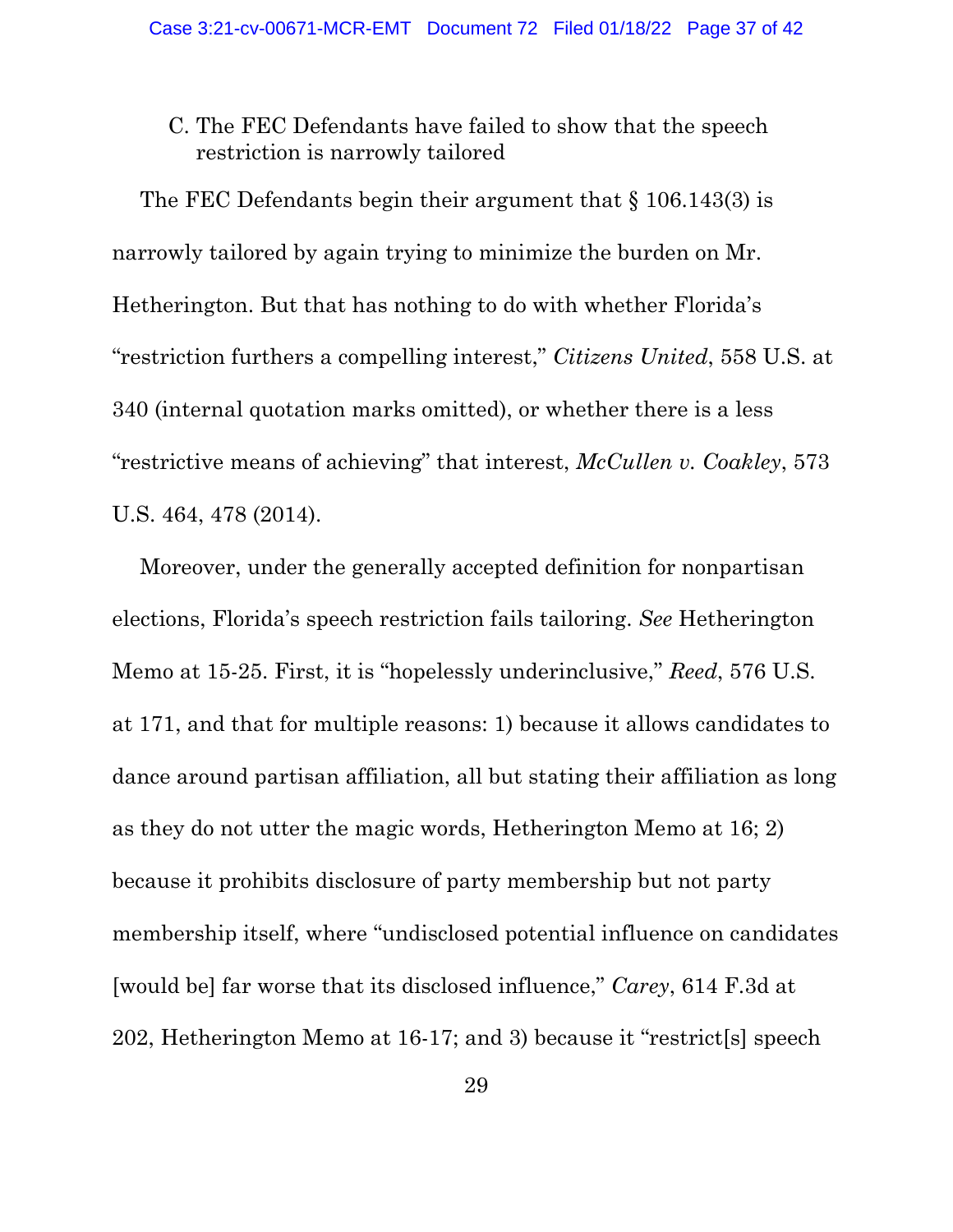C. The FEC Defendants have failed to show that the speech restriction is narrowly tailored

The FEC Defendants begin their argument that § 106.143(3) is narrowly tailored by again trying to minimize the burden on Mr. Hetherington. But that has nothing to do with whether Florida's "restriction furthers a compelling interest," *Citizens United*, 558 U.S. at 340 (internal quotation marks omitted), or whether there is a less "restrictive means of achieving" that interest, *McCullen v. Coakley*, 573 U.S. 464, 478 (2014).

Moreover, under the generally accepted definition for nonpartisan elections, Florida's speech restriction fails tailoring. *See* Hetherington Memo at 15-25. First, it is "hopelessly underinclusive," *Reed*, 576 U.S. at 171, and that for multiple reasons: 1) because it allows candidates to dance around partisan affiliation, all but stating their affiliation as long as they do not utter the magic words, Hetherington Memo at 16; 2) because it prohibits disclosure of party membership but not party membership itself, where "undisclosed potential influence on candidates [would be] far worse that its disclosed influence," *Carey*, 614 F.3d at 202, Hetherington Memo at 16-17; and 3) because it "restrict[s] speech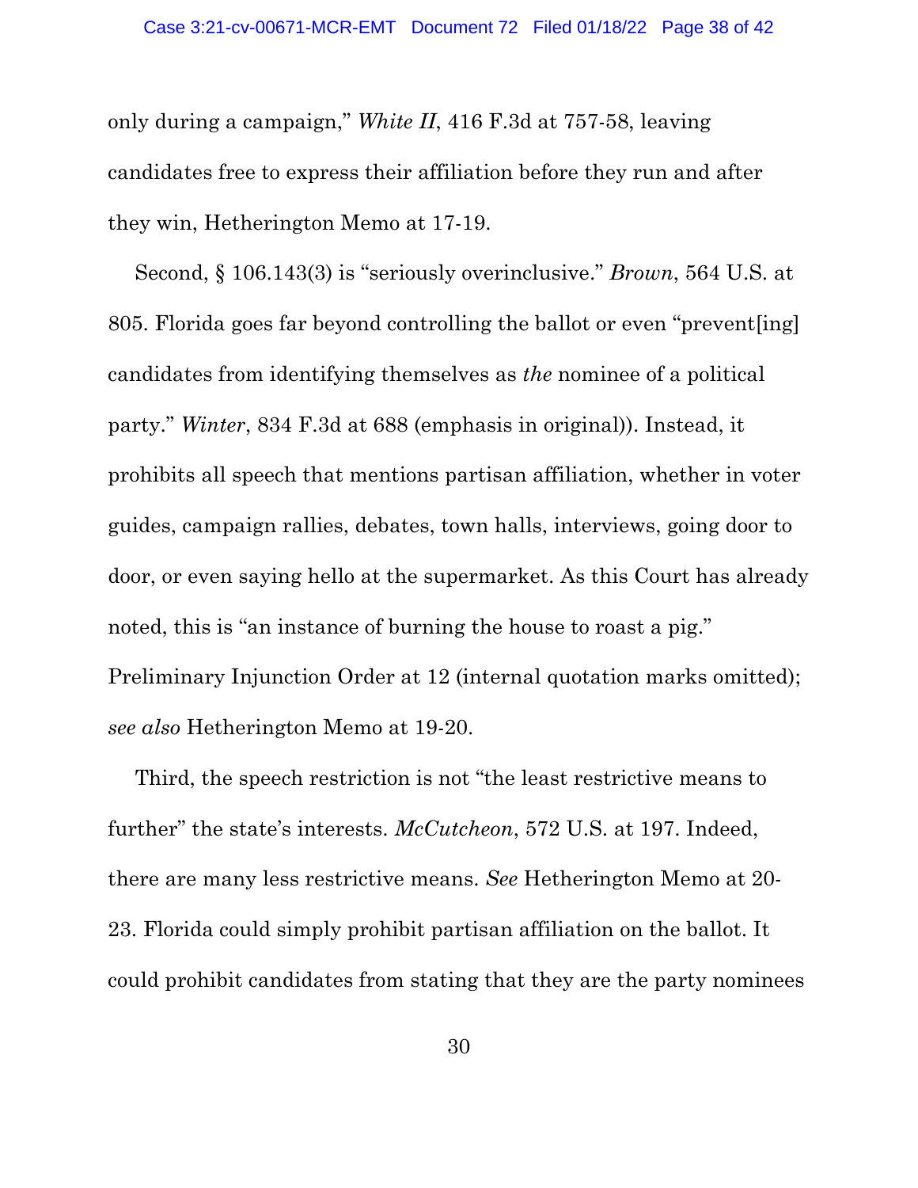only during a campaign," *White II*, 416 F.3d at 757-58, leaving candidates free to express their affiliation before they run and after they win, Hetherington Memo at 17-19.

Second, § 106.143(3) is "seriously overinclusive." *Brown*, 564 U.S. at 805. Florida goes far beyond controlling the ballot or even "prevent[ing] candidates from identifying themselves as *the* nominee of a political party." *Winter*, 834 F.3d at 688 (emphasis in original)). Instead, it prohibits all speech that mentions partisan affiliation, whether in voter guides, campaign rallies, debates, town halls, interviews, going door to door, or even saying hello at the supermarket. As this Court has already noted, this is "an instance of burning the house to roast a pig." Preliminary Injunction Order at 12 (internal quotation marks omitted); *see also* Hetherington Memo at 19-20.

Third, the speech restriction is not "the least restrictive means to further" the state's interests. *McCutcheon*, 572 U.S. at 197. Indeed, there are many less restrictive means. *See* Hetherington Memo at 20-23. Florida could simply prohibit partisan affiliation on the ballot. It could prohibit candidates from stating that they are the party nominees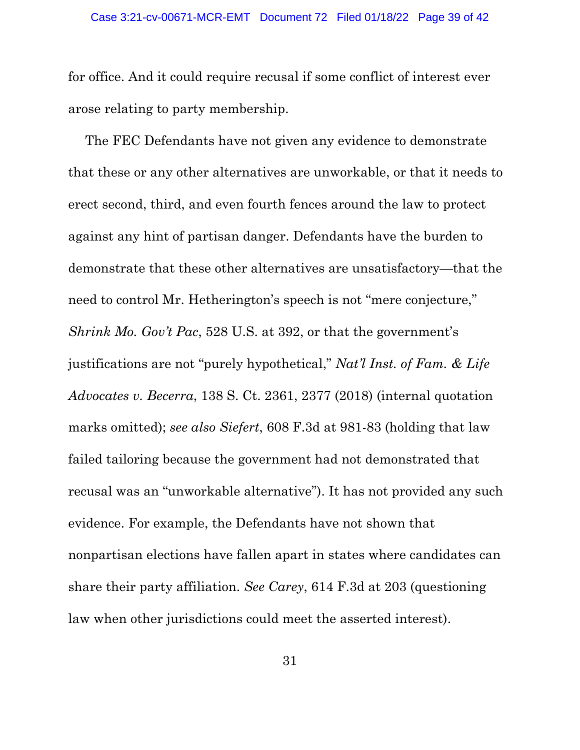for office. And it could require recusal if some conflict of interest ever arose relating to party membership.

The FEC Defendants have not given any evidence to demonstrate that these or any other alternatives are unworkable, or that it needs to erect second, third, and even fourth fences around the law to protect against any hint of partisan danger. Defendants have the burden to demonstrate that these other alternatives are unsatisfactory—that the need to control Mr. Hetherington's speech is not "mere conjecture," *Shrink Mo. Gov't Pac*, 528 U.S. at 392, or that the government's justifications are not "purely hypothetical," *Nat'l Inst. of Fam. & Life Advocates v. Becerra*, 138 S. Ct. 2361, 2377 (2018) (internal quotation marks omitted); *see also Siefert*, 608 F.3d at 981-83 (holding that law failed tailoring because the government had not demonstrated that recusal was an "unworkable alternative"). It has not provided any such evidence. For example, the Defendants have not shown that nonpartisan elections have fallen apart in states where candidates can share their party affiliation. *See Carey*, 614 F.3d at 203 (questioning law when other jurisdictions could meet the asserted interest).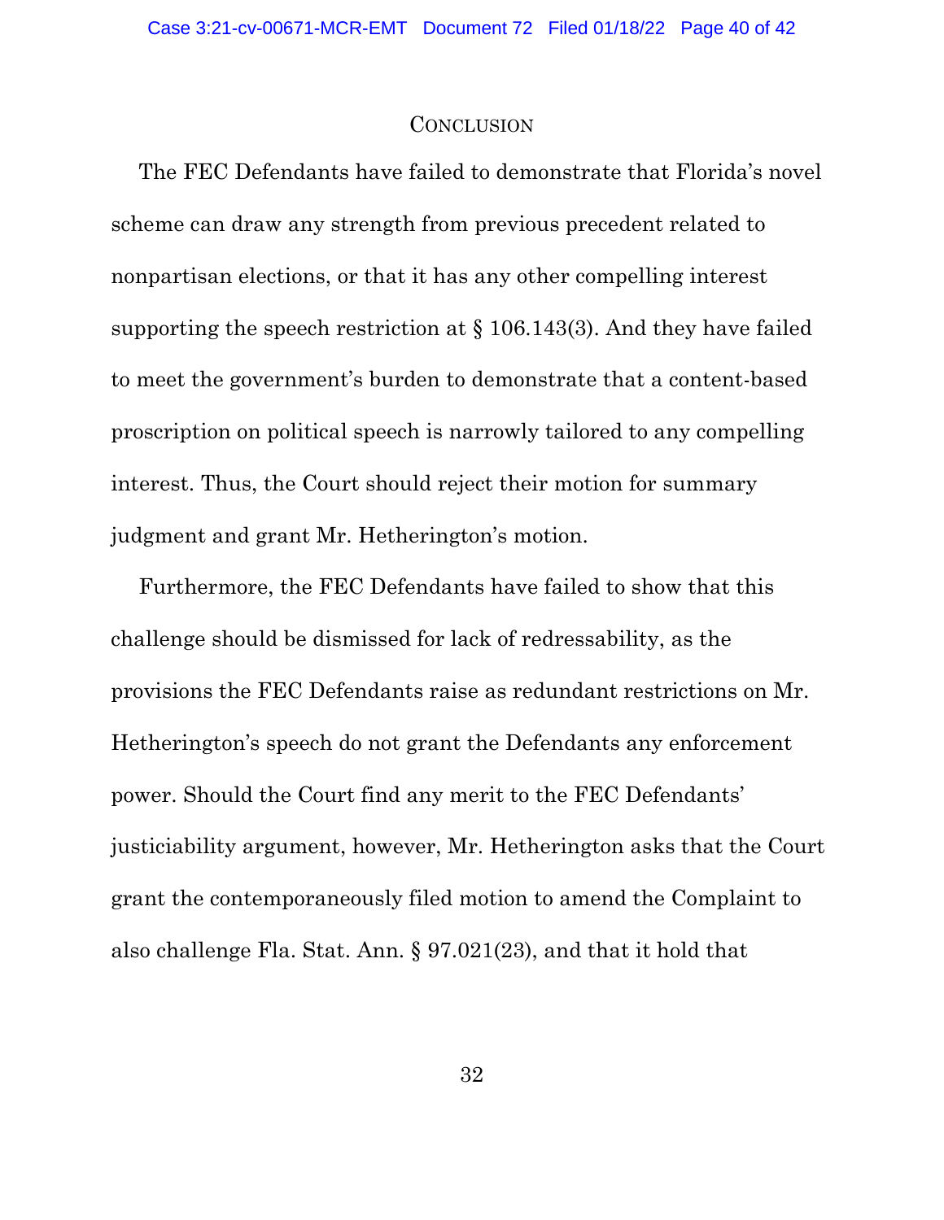## Conclusion

The FEC Defendants have failed to demonstrate that Florida's novel scheme can draw any strength from previous precedent related to nonpartisan elections, or that it has any other compelling interest supporting the speech restriction at § 106.143(3). And they have failed to meet the government's burden to demonstrate that a content-based proscription on political speech is narrowly tailored to any compelling interest. Thus, the Court should reject their motion for summary judgment and grant Mr. Hetherington's motion.

Furthermore, the FEC Defendants have failed to show that this challenge should be dismissed for lack of redressability, as the provisions the FEC Defendants raise as redundant restrictions on Mr. Hetherington's speech do not grant the Defendants any enforcement power. Should the Court find any merit to the FEC Defendants' justiciability argument, however, Mr. Hetherington asks that the Court grant the contemporaneously filed motion to amend the Complaint to also challenge Fla. Stat. Ann. § 97.021(23), and that it hold that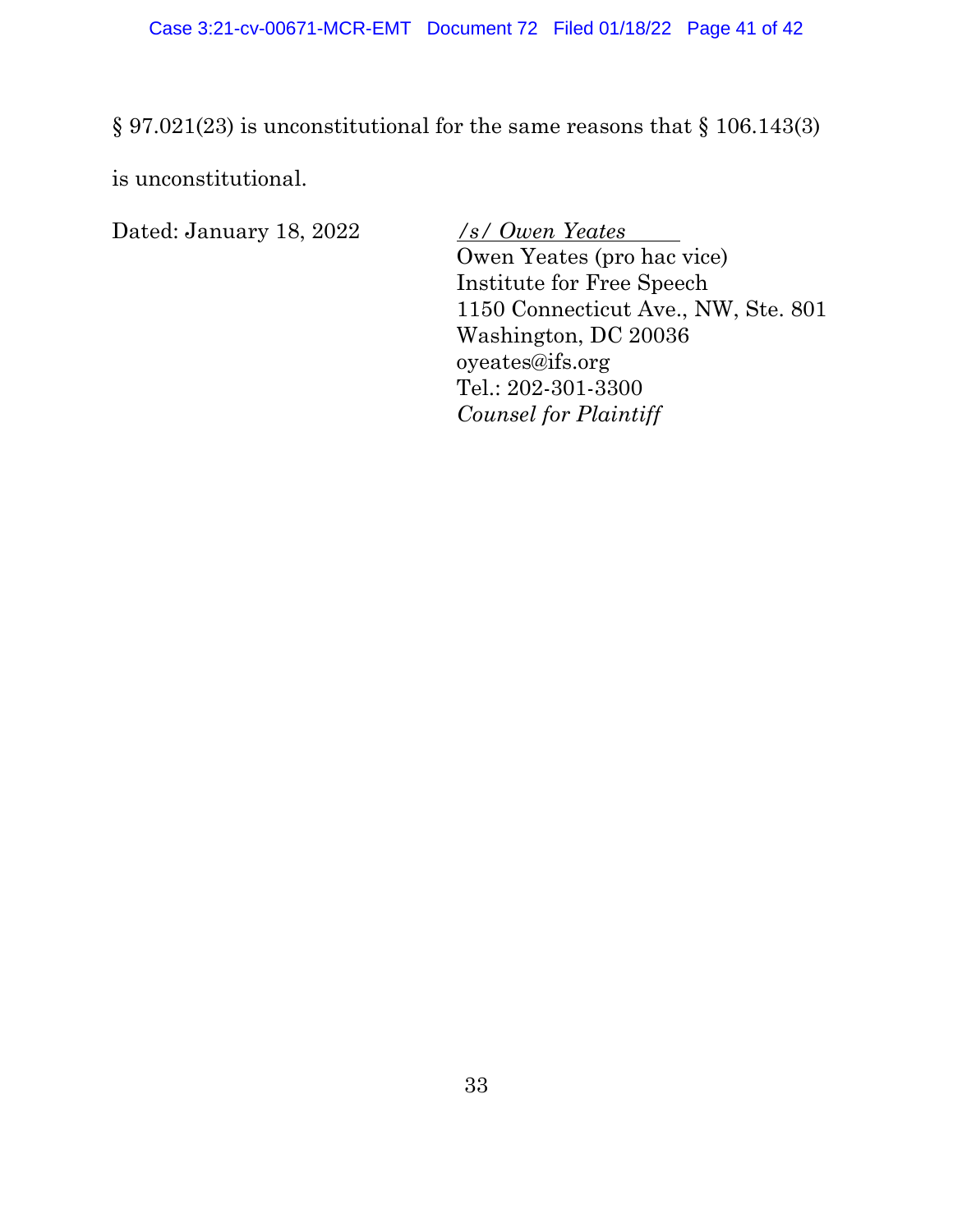§ 97.021(23) is unconstitutional for the same reasons that § 106.143(3) is unconstitutional.

Dated: January 18, 2022

*/s/ Owen Yeates*
Owen Yeates (pro hac vice)
Institute for Free Speech
1150 Connecticut Ave., NW, Ste. 801
Washington, DC 20036
oyeates@ifs.org
Tel.: 202-301-3300
*Counsel for Plaintiff*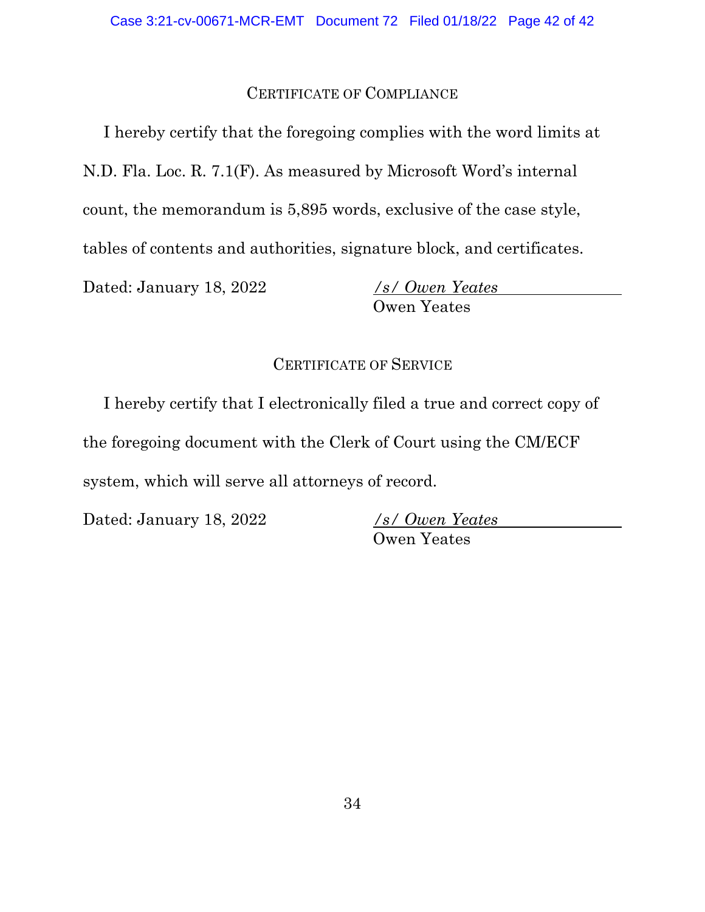## Certificate of Compliance

I hereby certify that the foregoing complies with the word limits at N.D. Fla. Loc. R. 7.1(F). As measured by Microsoft Word's internal count, the memorandum is 5,895 words, exclusive of the case style, tables of contents and authorities, signature block, and certificates.

Dated: January 18, 2022

*/s/ Owen Yeates*
Owen Yeates

## Certificate of Service

I hereby certify that I electronically filed a true and correct copy of the foregoing document with the Clerk of Court using the CM/ECF system, which will serve all attorneys of record.

Dated: January 18, 2022

*/s/ Owen Yeates*
Owen Yeates